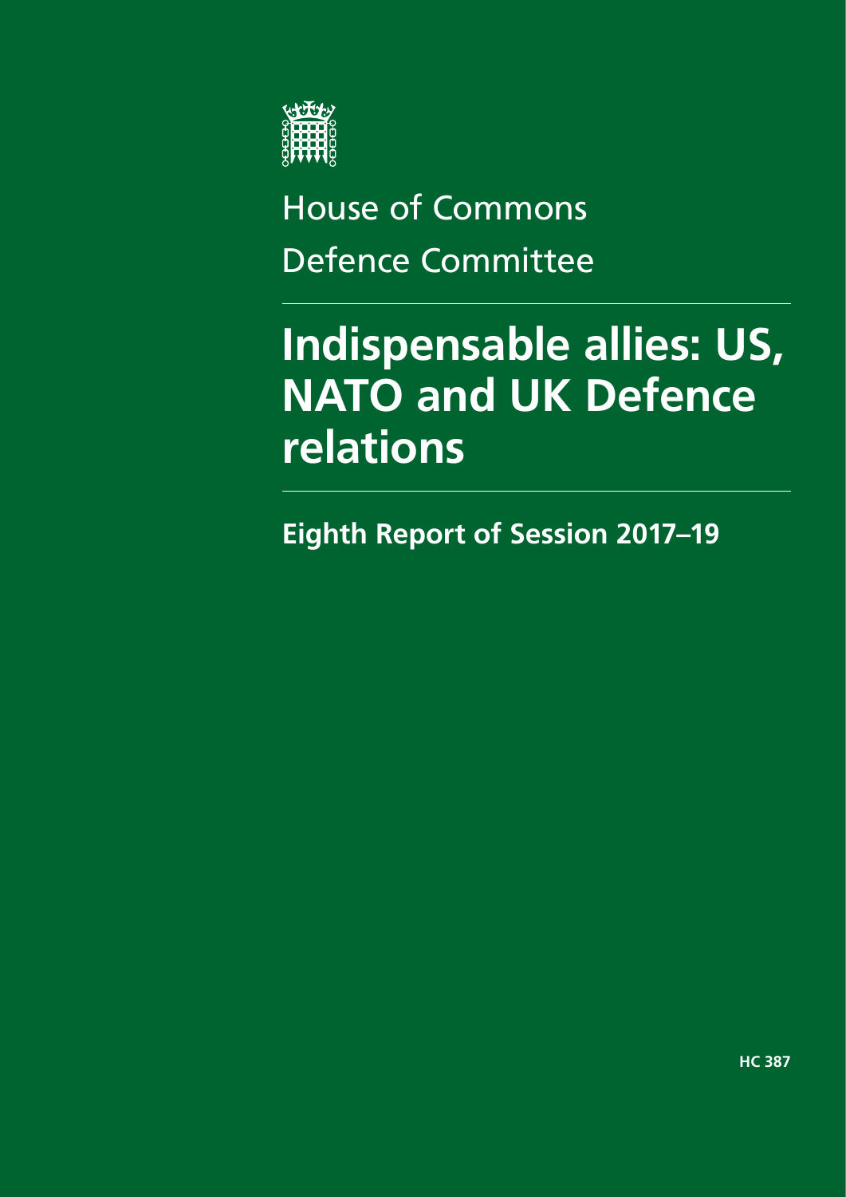House of Commons

Defence Committee

# Indispensable allies: US, NATO and UK Defence relations

## Eighth Report of Session 2017–19

HC 387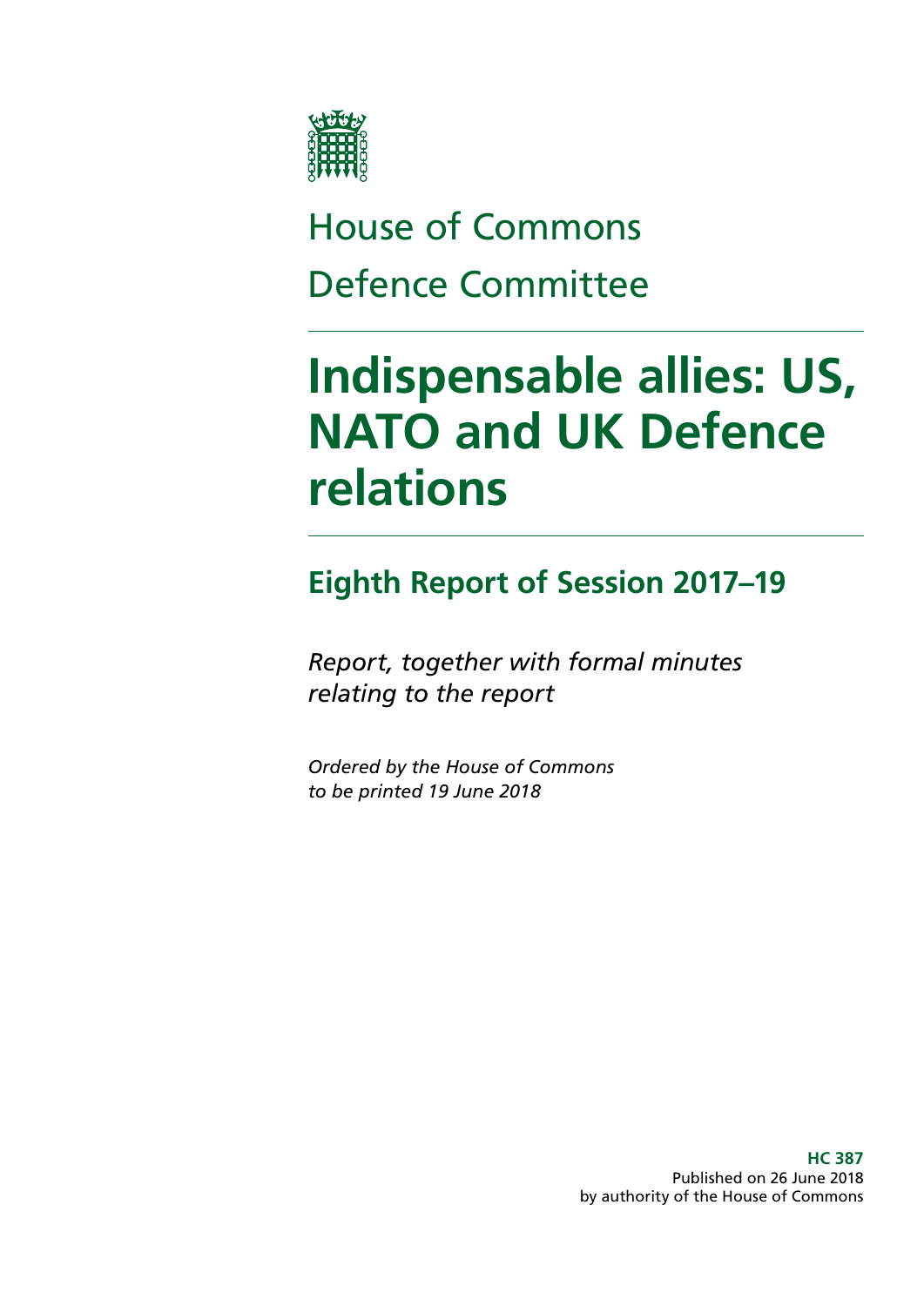House of Commons

Defence Committee

# Indispensable allies: US, NATO and UK Defence relations

## Eighth Report of Session 2017–19

*Report, together with formal minutes relating to the report*

*Ordered by the House of Commons to be printed 19 June 2018*

**HC 387**
Published on 26 June 2018
by authority of the House of Commons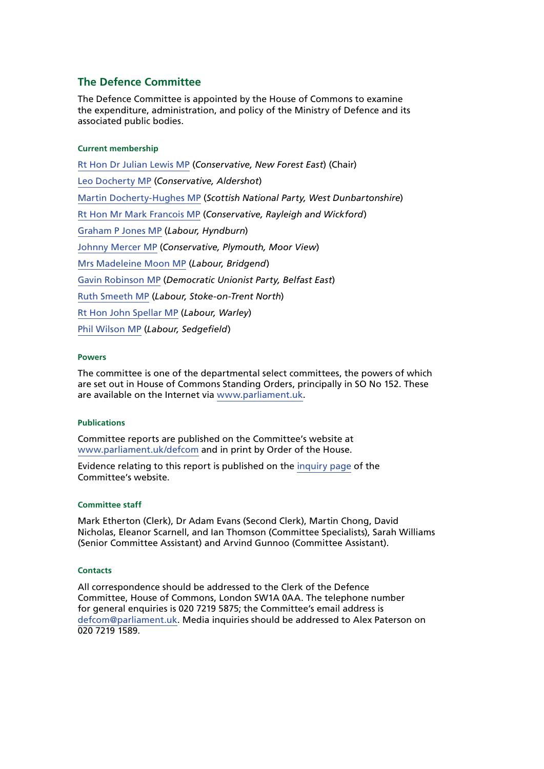## The Defence Committee

The Defence Committee is appointed by the House of Commons to examine the expenditure, administration, and policy of the Ministry of Defence and its associated public bodies.

#### Current membership

Rt Hon Dr Julian Lewis MP (*Conservative, New Forest East*) (Chair)

Leo Docherty MP (*Conservative, Aldershot*)

Martin Docherty-Hughes MP (*Scottish National Party, West Dunbartonshire*)

Rt Hon Mr Mark Francois MP (*Conservative, Rayleigh and Wickford*)

Graham P Jones MP (*Labour, Hyndburn*)

Johnny Mercer MP (*Conservative, Plymouth, Moor View*)

Mrs Madeleine Moon MP (*Labour, Bridgend*)

Gavin Robinson MP (*Democratic Unionist Party, Belfast East*)

Ruth Smeeth MP (*Labour, Stoke-on-Trent North*)

Rt Hon John Spellar MP (*Labour, Warley*)

Phil Wilson MP (*Labour, Sedgefield*)

#### Powers

The committee is one of the departmental select committees, the powers of which are set out in House of Commons Standing Orders, principally in SO No 152. These are available on the Internet via www.parliament.uk.

#### Publications

Committee reports are published on the Committee's website at www.parliament.uk/defcom and in print by Order of the House.

Evidence relating to this report is published on the inquiry page of the Committee's website.

#### Committee staff

Mark Etherton (Clerk), Dr Adam Evans (Second Clerk), Martin Chong, David Nicholas, Eleanor Scarnell, and Ian Thomson (Committee Specialists), Sarah Williams (Senior Committee Assistant) and Arvind Gunnoo (Committee Assistant).

#### Contacts

All correspondence should be addressed to the Clerk of the Defence Committee, House of Commons, London SW1A 0AA. The telephone number for general enquiries is 020 7219 5875; the Committee's email address is defcom@parliament.uk. Media inquiries should be addressed to Alex Paterson on 020 7219 1589.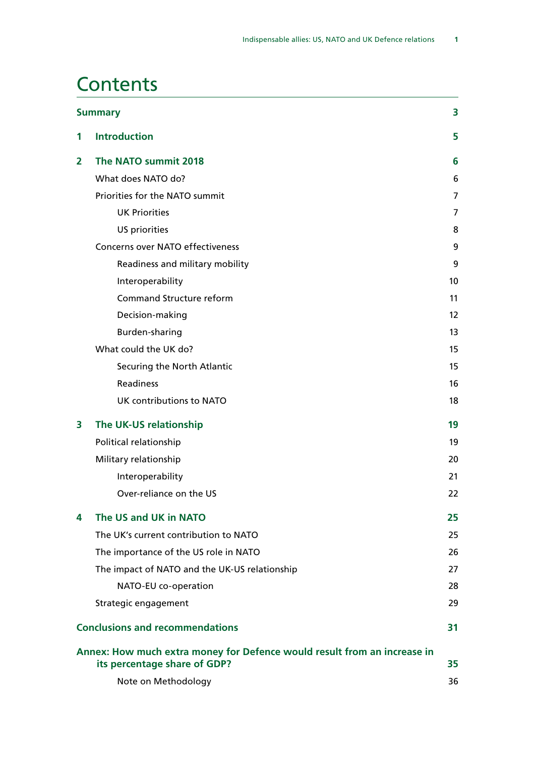# Contents

| | | |
|---|---|---|
| **Summary** | | **3** |
| **1** | **Introduction** | **5** |
| **2** | **The NATO summit 2018** | **6** |
| | What does NATO do? | 6 |
| | Priorities for the NATO summit | 7 |
| | UK Priorities | 7 |
| | US priorities | 8 |
| | Concerns over NATO effectiveness | 9 |
| | Readiness and military mobility | 9 |
| | Interoperability | 10 |
| | Command Structure reform | 11 |
| | Decision-making | 12 |
| | Burden-sharing | 13 |
| | What could the UK do? | 15 |
| | Securing the North Atlantic | 15 |
| | Readiness | 16 |
| | UK contributions to NATO | 18 |
| **3** | **The UK-US relationship** | **19** |
| | Political relationship | 19 |
| | Military relationship | 20 |
| | Interoperability | 21 |
| | Over-reliance on the US | 22 |
| **4** | **The US and UK in NATO** | **25** |
| | The UK's current contribution to NATO | 25 |
| | The importance of the US role in NATO | 26 |
| | The impact of NATO and the UK-US relationship | 27 |
| | NATO-EU co-operation | 28 |
| | Strategic engagement | 29 |
| **Conclusions and recommendations** | | **31** |
| **Annex: How much extra money for Defence would result from an increase in its percentage share of GDP?** | | **35** |
| | Note on Methodology | 36 |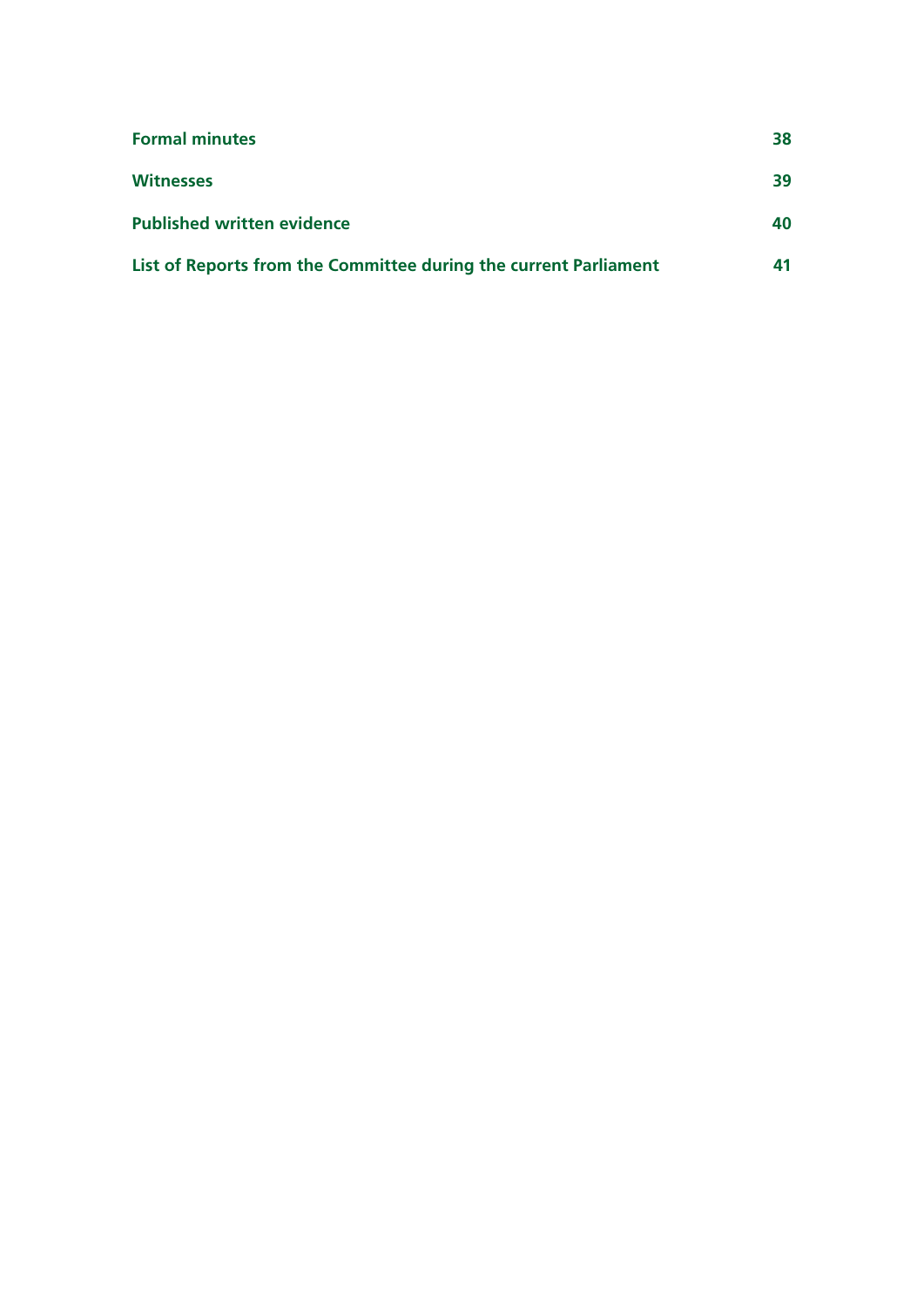**Formal minutes** 38

**Witnesses** 39

**Published written evidence** 40

**List of Reports from the Committee during the current Parliament** 41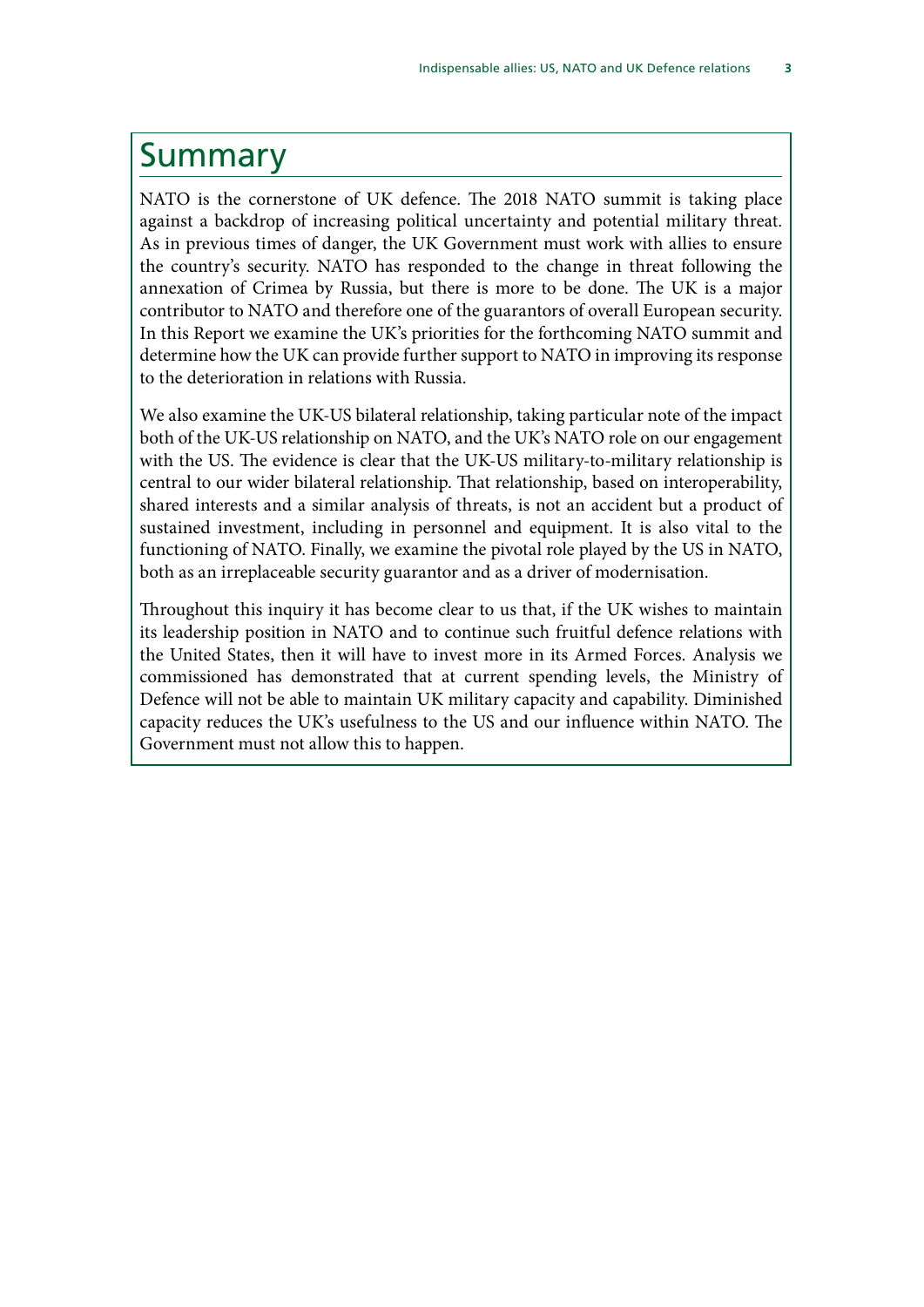# Summary

NATO is the cornerstone of UK defence. The 2018 NATO summit is taking place against a backdrop of increasing political uncertainty and potential military threat. As in previous times of danger, the UK Government must work with allies to ensure the country's security. NATO has responded to the change in threat following the annexation of Crimea by Russia, but there is more to be done. The UK is a major contributor to NATO and therefore one of the guarantors of overall European security. In this Report we examine the UK's priorities for the forthcoming NATO summit and determine how the UK can provide further support to NATO in improving its response to the deterioration in relations with Russia.

We also examine the UK-US bilateral relationship, taking particular note of the impact both of the UK-US relationship on NATO, and the UK's NATO role on our engagement with the US. The evidence is clear that the UK-US military-to-military relationship is central to our wider bilateral relationship. That relationship, based on interoperability, shared interests and a similar analysis of threats, is not an accident but a product of sustained investment, including in personnel and equipment. It is also vital to the functioning of NATO. Finally, we examine the pivotal role played by the US in NATO, both as an irreplaceable security guarantor and as a driver of modernisation.

Throughout this inquiry it has become clear to us that, if the UK wishes to maintain its leadership position in NATO and to continue such fruitful defence relations with the United States, then it will have to invest more in its Armed Forces. Analysis we commissioned has demonstrated that at current spending levels, the Ministry of Defence will not be able to maintain UK military capacity and capability. Diminished capacity reduces the UK's usefulness to the US and our influence within NATO. The Government must not allow this to happen.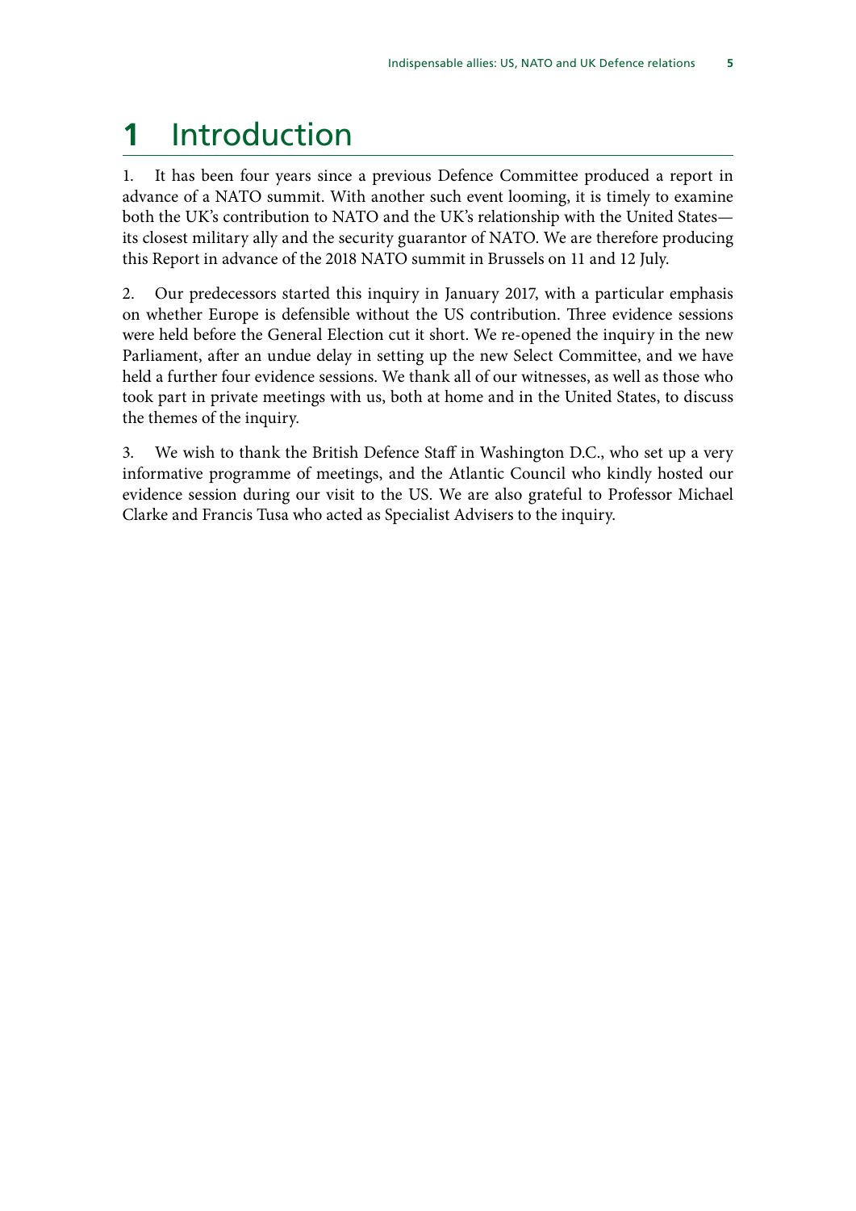# 1 Introduction

1. It has been four years since a previous Defence Committee produced a report in advance of a NATO summit. With another such event looming, it is timely to examine both the UK's contribution to NATO and the UK's relationship with the United States—its closest military ally and the security guarantor of NATO. We are therefore producing this Report in advance of the 2018 NATO summit in Brussels on 11 and 12 July.

2. Our predecessors started this inquiry in January 2017, with a particular emphasis on whether Europe is defensible without the US contribution. Three evidence sessions were held before the General Election cut it short. We re-opened the inquiry in the new Parliament, after an undue delay in setting up the new Select Committee, and we have held a further four evidence sessions. We thank all of our witnesses, as well as those who took part in private meetings with us, both at home and in the United States, to discuss the themes of the inquiry.

3. We wish to thank the British Defence Staff in Washington D.C., who set up a very informative programme of meetings, and the Atlantic Council who kindly hosted our evidence session during our visit to the US. We are also grateful to Professor Michael Clarke and Francis Tusa who acted as Specialist Advisers to the inquiry.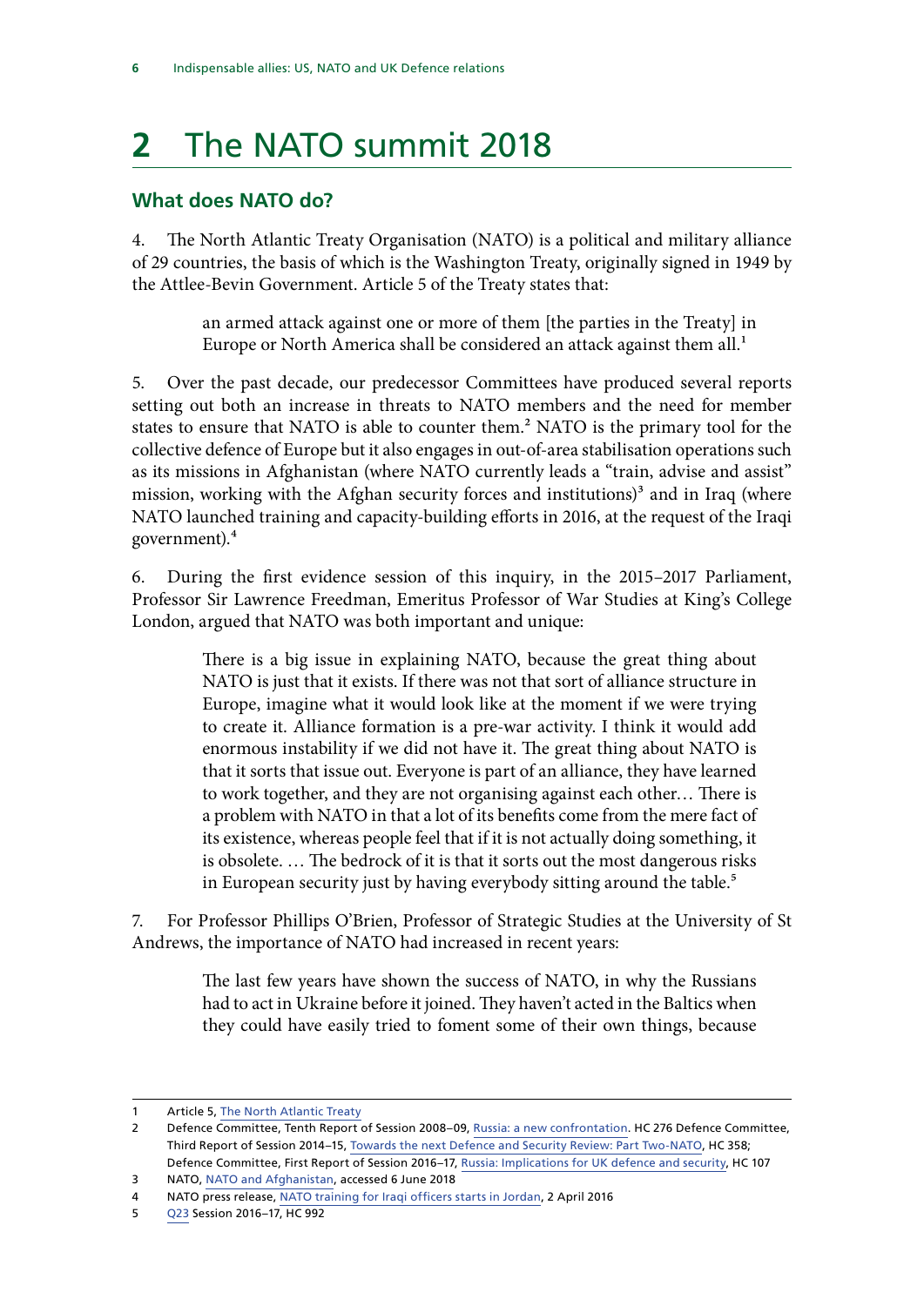# 2 The NATO summit 2018

## What does NATO do?

4. The North Atlantic Treaty Organisation (NATO) is a political and military alliance of 29 countries, the basis of which is the Washington Treaty, originally signed in 1949 by the Attlee-Bevin Government. Article 5 of the Treaty states that:

> an armed attack against one or more of them [the parties in the Treaty] in Europe or North America shall be considered an attack against them all.[1]

5. Over the past decade, our predecessor Committees have produced several reports setting out both an increase in threats to NATO members and the need for member states to ensure that NATO is able to counter them.[2] NATO is the primary tool for the collective defence of Europe but it also engages in out-of-area stabilisation operations such as its missions in Afghanistan (where NATO currently leads a "train, advise and assist" mission, working with the Afghan security forces and institutions)[3] and in Iraq (where NATO launched training and capacity-building efforts in 2016, at the request of the Iraqi government).[4]

6. During the first evidence session of this inquiry, in the 2015–2017 Parliament, Professor Sir Lawrence Freedman, Emeritus Professor of War Studies at King's College London, argued that NATO was both important and unique:

> There is a big issue in explaining NATO, because the great thing about NATO is just that it exists. If there was not that sort of alliance structure in Europe, imagine what it would look like at the moment if we were trying to create it. Alliance formation is a pre-war activity. I think it would add enormous instability if we did not have it. The great thing about NATO is that it sorts that issue out. Everyone is part of an alliance, they have learned to work together, and they are not organising against each other… There is a problem with NATO in that a lot of its benefits come from the mere fact of its existence, whereas people feel that if it is not actually doing something, it is obsolete. … The bedrock of it is that it sorts out the most dangerous risks in European security just by having everybody sitting around the table.[5]

7. For Professor Phillips O'Brien, Professor of Strategic Studies at the University of St Andrews, the importance of NATO had increased in recent years:

> The last few years have shown the success of NATO, in why the Russians had to act in Ukraine before it joined. They haven't acted in the Baltics when they could have easily tried to foment some of their own things, because

---

1 Article 5, The North Atlantic Treaty

2 Defence Committee, Tenth Report of Session 2008–09, Russia: a new confrontation. HC 276 Defence Committee, Third Report of Session 2014–15, Towards the next Defence and Security Review: Part Two-NATO, HC 358; Defence Committee, First Report of Session 2016–17, Russia: Implications for UK defence and security, HC 107

3 NATO, NATO and Afghanistan, accessed 6 June 2018

4 NATO press release, NATO training for Iraqi officers starts in Jordan, 2 April 2016

5 Q23 Session 2016–17, HC 992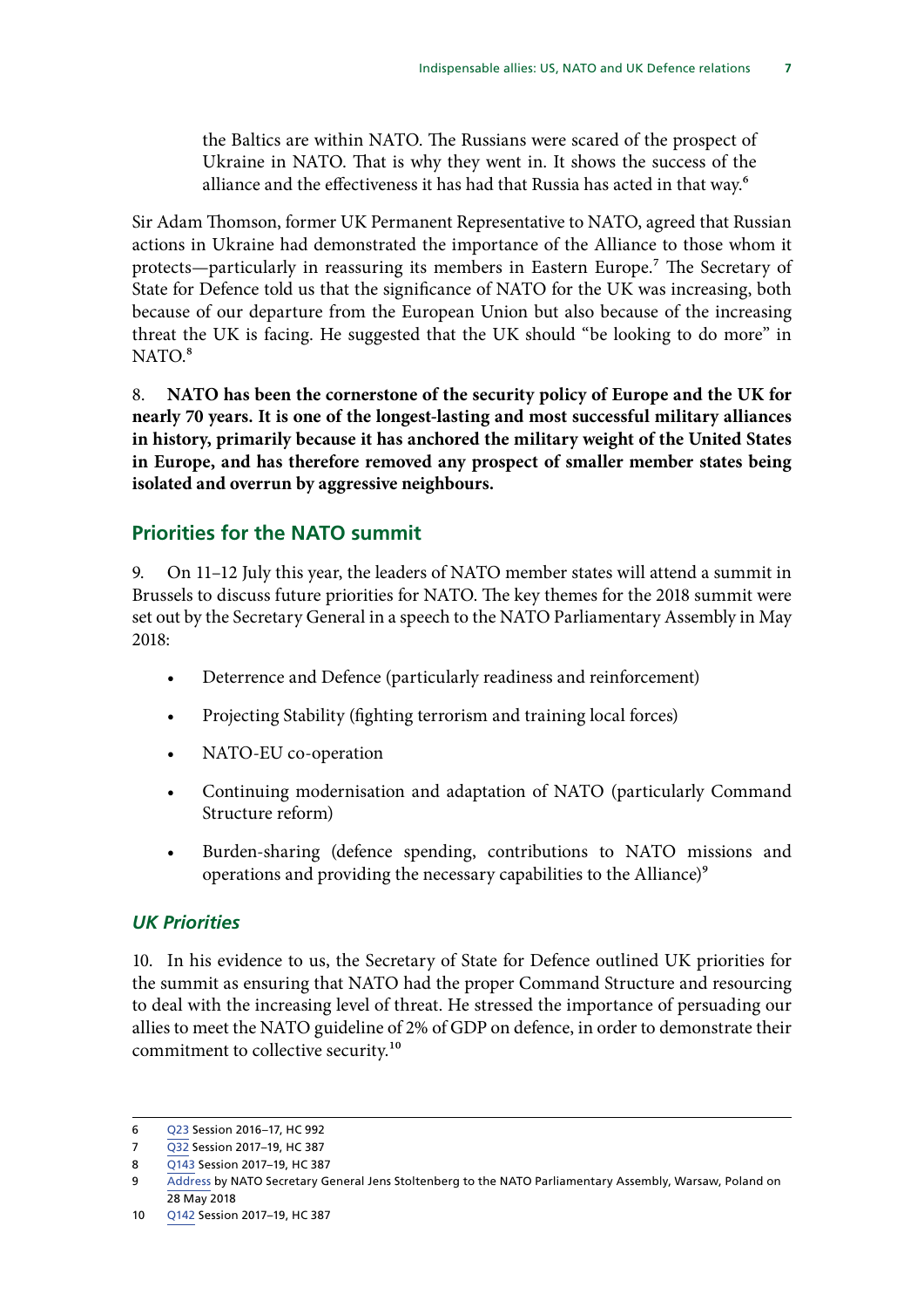the Baltics are within NATO. The Russians were scared of the prospect of Ukraine in NATO. That is why they went in. It shows the success of the alliance and the effectiveness it has had that Russia has acted in that way.[6]

Sir Adam Thomson, former UK Permanent Representative to NATO, agreed that Russian actions in Ukraine had demonstrated the importance of the Alliance to those whom it protects—particularly in reassuring its members in Eastern Europe.[7] The Secretary of State for Defence told us that the significance of NATO for the UK was increasing, both because of our departure from the European Union but also because of the increasing threat the UK is facing. He suggested that the UK should "be looking to do more" in NATO.[8]

8. **NATO has been the cornerstone of the security policy of Europe and the UK for nearly 70 years. It is one of the longest-lasting and most successful military alliances in history, primarily because it has anchored the military weight of the United States in Europe, and has therefore removed any prospect of smaller member states being isolated and overrun by aggressive neighbours.**

## Priorities for the NATO summit

9. On 11–12 July this year, the leaders of NATO member states will attend a summit in Brussels to discuss future priorities for NATO. The key themes for the 2018 summit were set out by the Secretary General in a speech to the NATO Parliamentary Assembly in May 2018:

- Deterrence and Defence (particularly readiness and reinforcement)
- Projecting Stability (fighting terrorism and training local forces)
- NATO-EU co-operation
- Continuing modernisation and adaptation of NATO (particularly Command Structure reform)
- Burden-sharing (defence spending, contributions to NATO missions and operations and providing the necessary capabilities to the Alliance)[9]

### *UK Priorities*

10. In his evidence to us, the Secretary of State for Defence outlined UK priorities for the summit as ensuring that NATO had the proper Command Structure and resourcing to deal with the increasing level of threat. He stressed the importance of persuading our allies to meet the NATO guideline of 2% of GDP on defence, in order to demonstrate their commitment to collective security.[10]

---

6 Q23 Session 2016–17, HC 992

7 Q32 Session 2017–19, HC 387

8 Q143 Session 2017–19, HC 387

9 Address by NATO Secretary General Jens Stoltenberg to the NATO Parliamentary Assembly, Warsaw, Poland on 28 May 2018

10 Q142 Session 2017–19, HC 387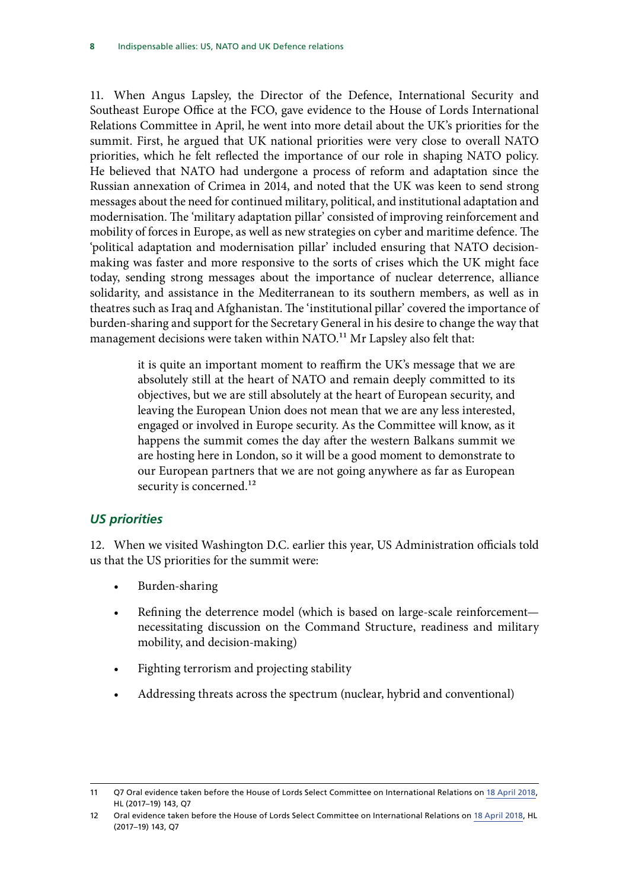11. When Angus Lapsley, the Director of the Defence, International Security and Southeast Europe Office at the FCO, gave evidence to the House of Lords International Relations Committee in April, he went into more detail about the UK's priorities for the summit. First, he argued that UK national priorities were very close to overall NATO priorities, which he felt reflected the importance of our role in shaping NATO policy. He believed that NATO had undergone a process of reform and adaptation since the Russian annexation of Crimea in 2014, and noted that the UK was keen to send strong messages about the need for continued military, political, and institutional adaptation and modernisation. The 'military adaptation pillar' consisted of improving reinforcement and mobility of forces in Europe, as well as new strategies on cyber and maritime defence. The 'political adaptation and modernisation pillar' included ensuring that NATO decision-making was faster and more responsive to the sorts of crises which the UK might face today, sending strong messages about the importance of nuclear deterrence, alliance solidarity, and assistance in the Mediterranean to its southern members, as well as in theatres such as Iraq and Afghanistan. The 'institutional pillar' covered the importance of burden-sharing and support for the Secretary General in his desire to change the way that management decisions were taken within NATO.[11] Mr Lapsley also felt that:

> it is quite an important moment to reaffirm the UK's message that we are absolutely still at the heart of NATO and remain deeply committed to its objectives, but we are still absolutely at the heart of European security, and leaving the European Union does not mean that we are any less interested, engaged or involved in Europe security. As the Committee will know, as it happens the summit comes the day after the western Balkans summit we are hosting here in London, so it will be a good moment to demonstrate to our European partners that we are not going anywhere as far as European security is concerned.[12]

### *US priorities*

12. When we visited Washington D.C. earlier this year, US Administration officials told us that the US priorities for the summit were:

- Burden-sharing
- Refining the deterrence model (which is based on large-scale reinforcement—necessitating discussion on the Command Structure, readiness and military mobility, and decision-making)
- Fighting terrorism and projecting stability
- Addressing threats across the spectrum (nuclear, hybrid and conventional)

---

11 Q7 Oral evidence taken before the House of Lords Select Committee on International Relations on 18 April 2018, HL (2017–19) 143, Q7

12 Oral evidence taken before the House of Lords Select Committee on International Relations on 18 April 2018, HL (2017–19) 143, Q7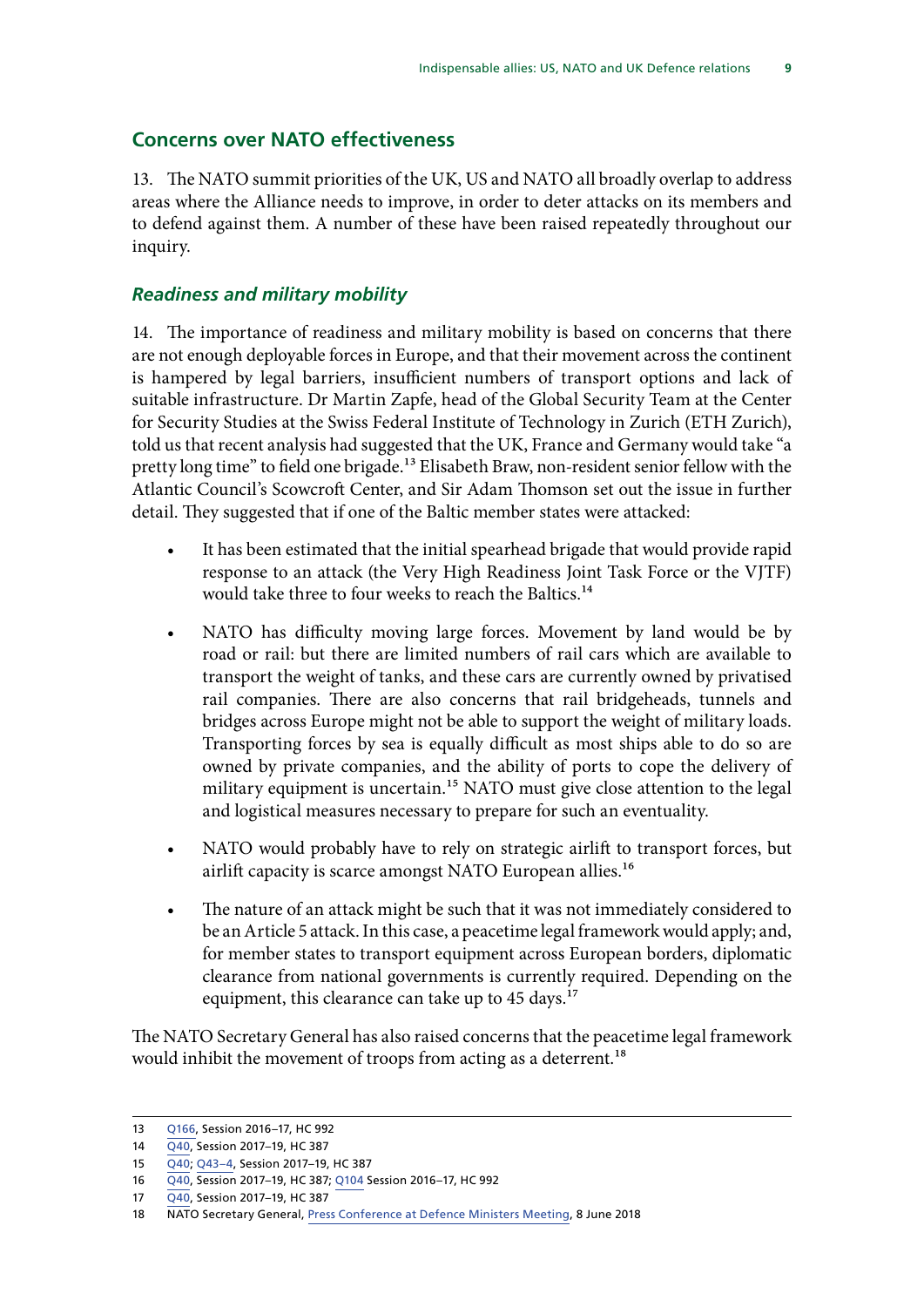## Concerns over NATO effectiveness

13. The NATO summit priorities of the UK, US and NATO all broadly overlap to address areas where the Alliance needs to improve, in order to deter attacks on its members and to defend against them. A number of these have been raised repeatedly throughout our inquiry.

### *Readiness and military mobility*

14. The importance of readiness and military mobility is based on concerns that there are not enough deployable forces in Europe, and that their movement across the continent is hampered by legal barriers, insufficient numbers of transport options and lack of suitable infrastructure. Dr Martin Zapfe, head of the Global Security Team at the Center for Security Studies at the Swiss Federal Institute of Technology in Zurich (ETH Zurich), told us that recent analysis had suggested that the UK, France and Germany would take "a pretty long time" to field one brigade.[13] Elisabeth Braw, non-resident senior fellow with the Atlantic Council's Scowcroft Center, and Sir Adam Thomson set out the issue in further detail. They suggested that if one of the Baltic member states were attacked:

- It has been estimated that the initial spearhead brigade that would provide rapid response to an attack (the Very High Readiness Joint Task Force or the VJTF) would take three to four weeks to reach the Baltics.[14]
- NATO has difficulty moving large forces. Movement by land would be by road or rail: but there are limited numbers of rail cars which are available to transport the weight of tanks, and these cars are currently owned by privatised rail companies. There are also concerns that rail bridgeheads, tunnels and bridges across Europe might not be able to support the weight of military loads. Transporting forces by sea is equally difficult as most ships able to do so are owned by private companies, and the ability of ports to cope the delivery of military equipment is uncertain.[15] NATO must give close attention to the legal and logistical measures necessary to prepare for such an eventuality.
- NATO would probably have to rely on strategic airlift to transport forces, but airlift capacity is scarce amongst NATO European allies.[16]
- The nature of an attack might be such that it was not immediately considered to be an Article 5 attack. In this case, a peacetime legal framework would apply; and, for member states to transport equipment across European borders, diplomatic clearance from national governments is currently required. Depending on the equipment, this clearance can take up to 45 days.[17]

The NATO Secretary General has also raised concerns that the peacetime legal framework would inhibit the movement of troops from acting as a deterrent.[18]

---

13 Q166, Session 2016–17, HC 992

14 Q40, Session 2017–19, HC 387

15 Q40; Q43–4, Session 2017–19, HC 387

16 Q40, Session 2017–19, HC 387; Q104 Session 2016–17, HC 992

17 Q40, Session 2017–19, HC 387

18 NATO Secretary General, Press Conference at Defence Ministers Meeting, 8 June 2018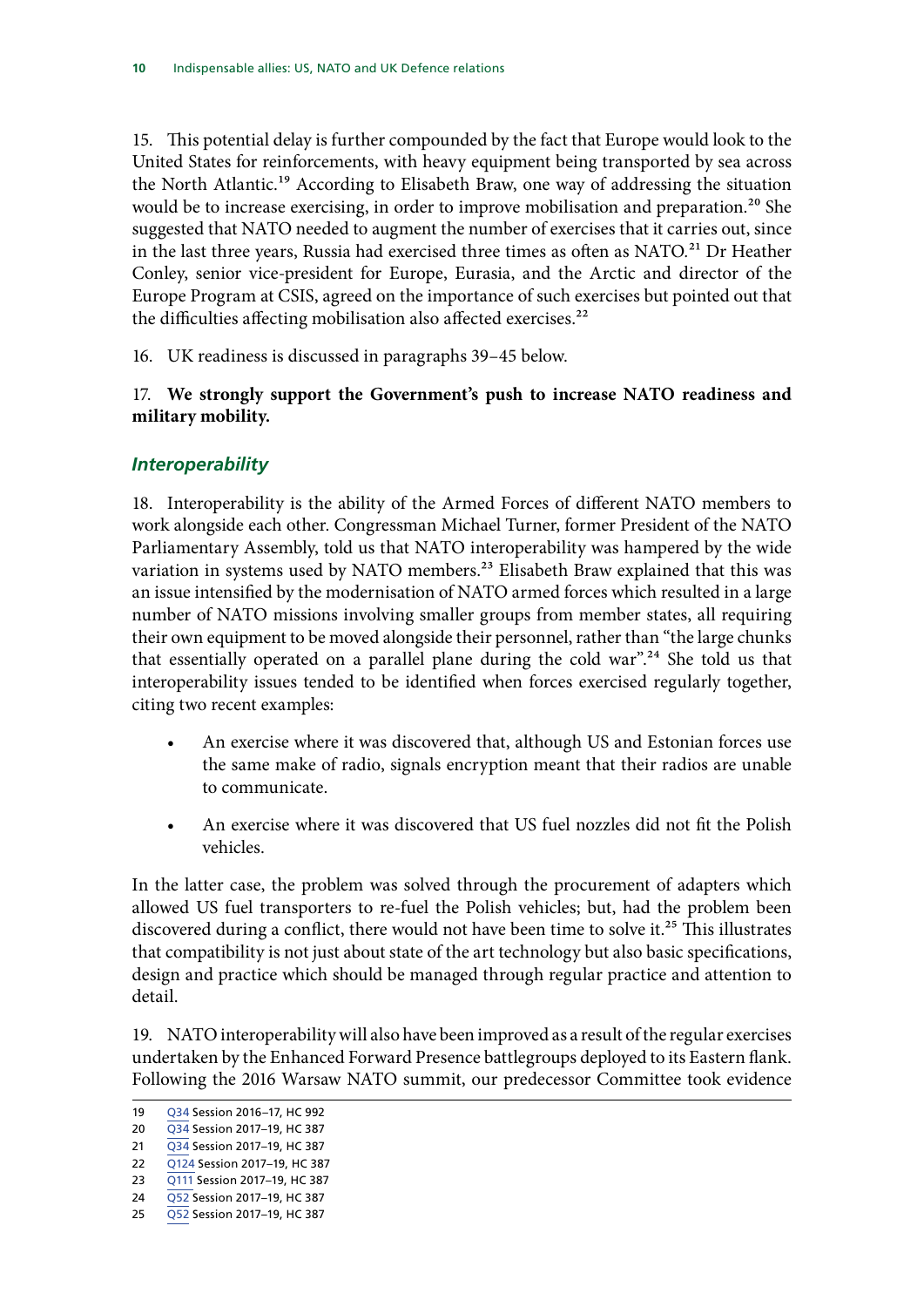15. This potential delay is further compounded by the fact that Europe would look to the United States for reinforcements, with heavy equipment being transported by sea across the North Atlantic.[19] According to Elisabeth Braw, one way of addressing the situation would be to increase exercising, in order to improve mobilisation and preparation.[20] She suggested that NATO needed to augment the number of exercises that it carries out, since in the last three years, Russia had exercised three times as often as NATO.[21] Dr Heather Conley, senior vice-president for Europe, Eurasia, and the Arctic and director of the Europe Program at CSIS, agreed on the importance of such exercises but pointed out that the difficulties affecting mobilisation also affected exercises.[22]

16. UK readiness is discussed in paragraphs 39–45 below.

17. **We strongly support the Government's push to increase NATO readiness and military mobility.**

### *Interoperability*

18. Interoperability is the ability of the Armed Forces of different NATO members to work alongside each other. Congressman Michael Turner, former President of the NATO Parliamentary Assembly, told us that NATO interoperability was hampered by the wide variation in systems used by NATO members.[23] Elisabeth Braw explained that this was an issue intensified by the modernisation of NATO armed forces which resulted in a large number of NATO missions involving smaller groups from member states, all requiring their own equipment to be moved alongside their personnel, rather than "the large chunks that essentially operated on a parallel plane during the cold war".[24] She told us that interoperability issues tended to be identified when forces exercised regularly together, citing two recent examples:

- An exercise where it was discovered that, although US and Estonian forces use the same make of radio, signals encryption meant that their radios are unable to communicate.
- An exercise where it was discovered that US fuel nozzles did not fit the Polish vehicles.

In the latter case, the problem was solved through the procurement of adapters which allowed US fuel transporters to re-fuel the Polish vehicles; but, had the problem been discovered during a conflict, there would not have been time to solve it.[25] This illustrates that compatibility is not just about state of the art technology but also basic specifications, design and practice which should be managed through regular practice and attention to detail.

19. NATO interoperability will also have been improved as a result of the regular exercises undertaken by the Enhanced Forward Presence battlegroups deployed to its Eastern flank. Following the 2016 Warsaw NATO summit, our predecessor Committee took evidence

19 Q34 Session 2016–17, HC 992
20 Q34 Session 2017–19, HC 387
21 Q34 Session 2017–19, HC 387
22 Q124 Session 2017–19, HC 387
23 Q111 Session 2017–19, HC 387
24 Q52 Session 2017–19, HC 387
25 Q52 Session 2017–19, HC 387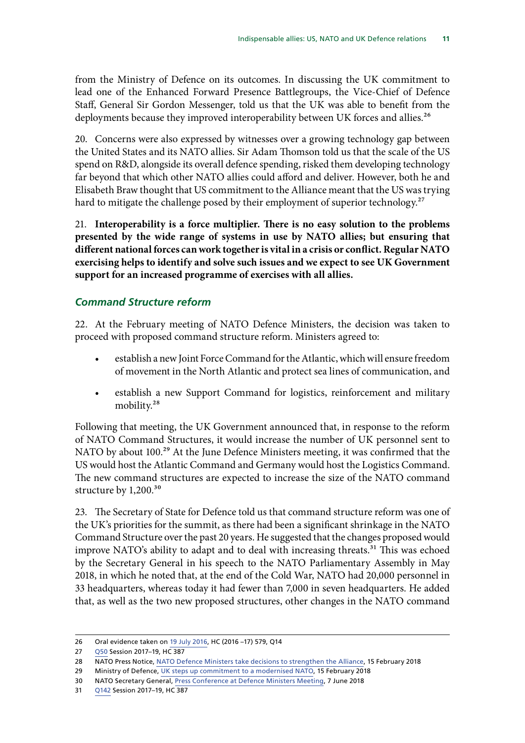from the Ministry of Defence on its outcomes. In discussing the UK commitment to lead one of the Enhanced Forward Presence Battlegroups, the Vice-Chief of Defence Staff, General Sir Gordon Messenger, told us that the UK was able to benefit from the deployments because they improved interoperability between UK forces and allies.[26]

20. Concerns were also expressed by witnesses over a growing technology gap between the United States and its NATO allies. Sir Adam Thomson told us that the scale of the US spend on R&D, alongside its overall defence spending, risked them developing technology far beyond that which other NATO allies could afford and deliver. However, both he and Elisabeth Braw thought that US commitment to the Alliance meant that the US was trying hard to mitigate the challenge posed by their employment of superior technology.[27]

21. **Interoperability is a force multiplier. There is no easy solution to the problems presented by the wide range of systems in use by NATO allies; but ensuring that different national forces can work together is vital in a crisis or conflict. Regular NATO exercising helps to identify and solve such issues and we expect to see UK Government support for an increased programme of exercises with all allies.**

### *Command Structure reform*

22. At the February meeting of NATO Defence Ministers, the decision was taken to proceed with proposed command structure reform. Ministers agreed to:

- establish a new Joint Force Command for the Atlantic, which will ensure freedom of movement in the North Atlantic and protect sea lines of communication, and
- establish a new Support Command for logistics, reinforcement and military mobility.[28]

Following that meeting, the UK Government announced that, in response to the reform of NATO Command Structures, it would increase the number of UK personnel sent to NATO by about 100.[29] At the June Defence Ministers meeting, it was confirmed that the US would host the Atlantic Command and Germany would host the Logistics Command. The new command structures are expected to increase the size of the NATO command structure by 1,200.[30]

23. The Secretary of State for Defence told us that command structure reform was one of the UK's priorities for the summit, as there had been a significant shrinkage in the NATO Command Structure over the past 20 years. He suggested that the changes proposed would improve NATO's ability to adapt and to deal with increasing threats.[31] This was echoed by the Secretary General in his speech to the NATO Parliamentary Assembly in May 2018, in which he noted that, at the end of the Cold War, NATO had 20,000 personnel in 33 headquarters, whereas today it had fewer than 7,000 in seven headquarters. He added that, as well as the two new proposed structures, other changes in the NATO command

---

26 Oral evidence taken on 19 July 2016, HC (2016 –17) 579, Q14

27 Q50 Session 2017–19, HC 387

28 NATO Press Notice, NATO Defence Ministers take decisions to strengthen the Alliance, 15 February 2018

29 Ministry of Defence, UK steps up commitment to a modernised NATO, 15 February 2018

30 NATO Secretary General, Press Conference at Defence Ministers Meeting, 7 June 2018

31 Q142 Session 2017–19, HC 387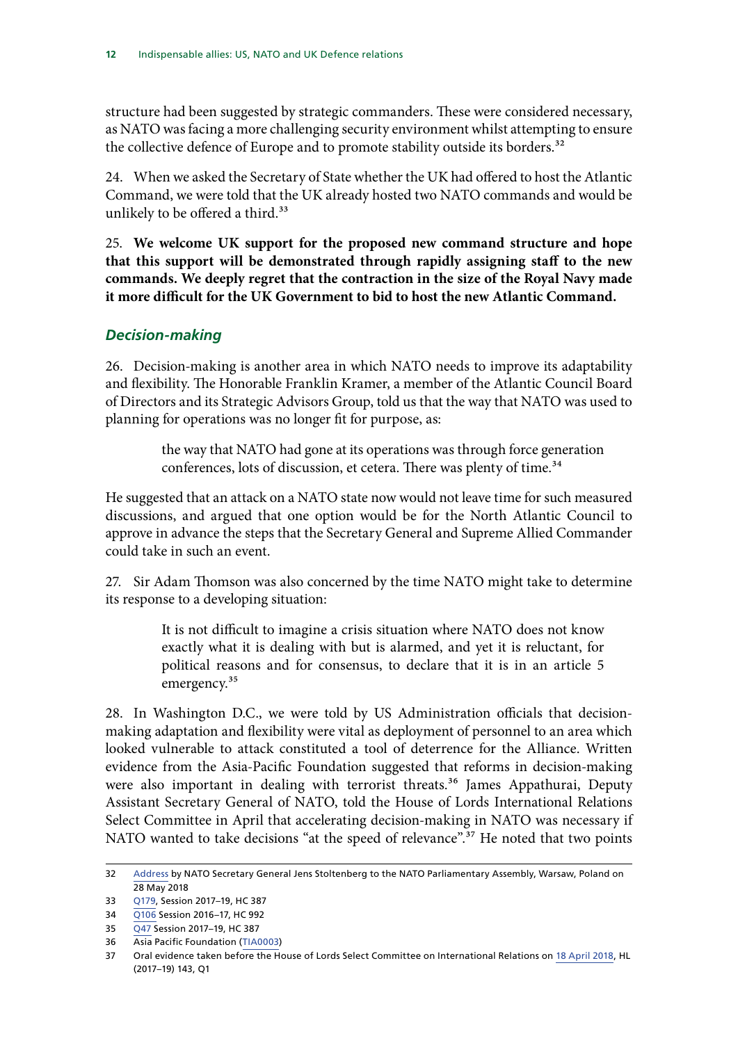structure had been suggested by strategic commanders. These were considered necessary, as NATO was facing a more challenging security environment whilst attempting to ensure the collective defence of Europe and to promote stability outside its borders.[32]

24. When we asked the Secretary of State whether the UK had offered to host the Atlantic Command, we were told that the UK already hosted two NATO commands and would be unlikely to be offered a third.[33]

25. **We welcome UK support for the proposed new command structure and hope that this support will be demonstrated through rapidly assigning staff to the new commands. We deeply regret that the contraction in the size of the Royal Navy made it more difficult for the UK Government to bid to host the new Atlantic Command.**

### *Decision-making*

26. Decision-making is another area in which NATO needs to improve its adaptability and flexibility. The Honorable Franklin Kramer, a member of the Atlantic Council Board of Directors and its Strategic Advisors Group, told us that the way that NATO was used to planning for operations was no longer fit for purpose, as:

> the way that NATO had gone at its operations was through force generation conferences, lots of discussion, et cetera. There was plenty of time.[34]

He suggested that an attack on a NATO state now would not leave time for such measured discussions, and argued that one option would be for the North Atlantic Council to approve in advance the steps that the Secretary General and Supreme Allied Commander could take in such an event.

27. Sir Adam Thomson was also concerned by the time NATO might take to determine its response to a developing situation:

> It is not difficult to imagine a crisis situation where NATO does not know exactly what it is dealing with but is alarmed, and yet it is reluctant, for political reasons and for consensus, to declare that it is in an article 5 emergency.[35]

28. In Washington D.C., we were told by US Administration officials that decision-making adaptation and flexibility were vital as deployment of personnel to an area which looked vulnerable to attack constituted a tool of deterrence for the Alliance. Written evidence from the Asia-Pacific Foundation suggested that reforms in decision-making were also important in dealing with terrorist threats.[36] James Appathurai, Deputy Assistant Secretary General of NATO, told the House of Lords International Relations Select Committee in April that accelerating decision-making in NATO was necessary if NATO wanted to take decisions "at the speed of relevance".[37] He noted that two points

---

32 Address by NATO Secretary General Jens Stoltenberg to the NATO Parliamentary Assembly, Warsaw, Poland on 28 May 2018

33 Q179, Session 2017–19, HC 387

34 Q106 Session 2016–17, HC 992

35 Q47 Session 2017–19, HC 387

36 Asia Pacific Foundation (TIA0003)

37 Oral evidence taken before the House of Lords Select Committee on International Relations on 18 April 2018, HL (2017–19) 143, Q1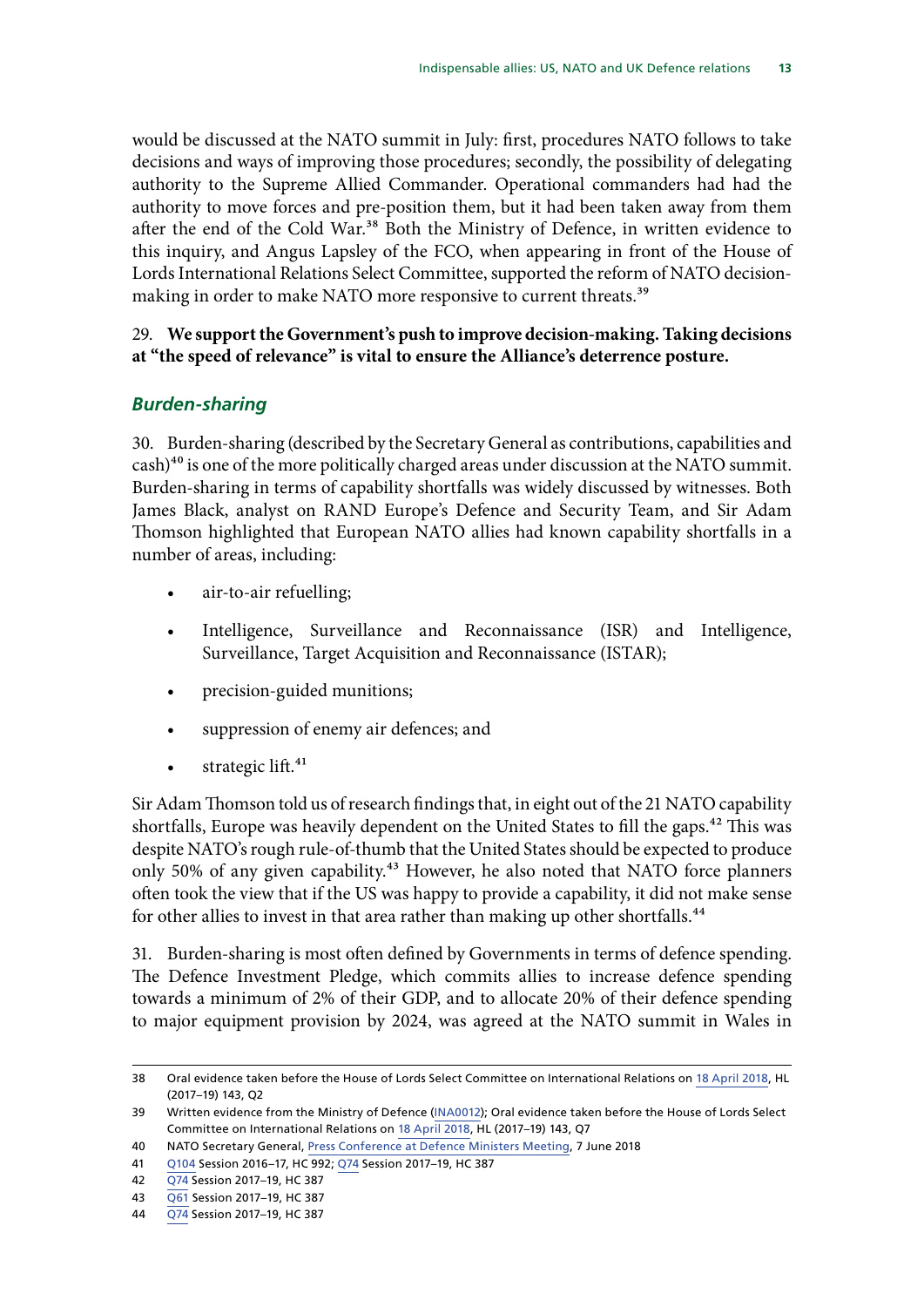would be discussed at the NATO summit in July: first, procedures NATO follows to take decisions and ways of improving those procedures; secondly, the possibility of delegating authority to the Supreme Allied Commander. Operational commanders had had the authority to move forces and pre-position them, but it had been taken away from them after the end of the Cold War.[38] Both the Ministry of Defence, in written evidence to this inquiry, and Angus Lapsley of the FCO, when appearing in front of the House of Lords International Relations Select Committee, supported the reform of NATO decision-making in order to make NATO more responsive to current threats.[39]

29. **We support the Government's push to improve decision-making. Taking decisions at "the speed of relevance" is vital to ensure the Alliance's deterrence posture.**

### *Burden-sharing*

30. Burden-sharing (described by the Secretary General as contributions, capabilities and cash)[40] is one of the more politically charged areas under discussion at the NATO summit. Burden-sharing in terms of capability shortfalls was widely discussed by witnesses. Both James Black, analyst on RAND Europe's Defence and Security Team, and Sir Adam Thomson highlighted that European NATO allies had known capability shortfalls in a number of areas, including:

- air-to-air refuelling;
- Intelligence, Surveillance and Reconnaissance (ISR) and Intelligence, Surveillance, Target Acquisition and Reconnaissance (ISTAR);
- precision-guided munitions;
- suppression of enemy air defences; and
- strategic lift.[41]

Sir Adam Thomson told us of research findings that, in eight out of the 21 NATO capability shortfalls, Europe was heavily dependent on the United States to fill the gaps.[42] This was despite NATO's rough rule-of-thumb that the United States should be expected to produce only 50% of any given capability.[43] However, he also noted that NATO force planners often took the view that if the US was happy to provide a capability, it did not make sense for other allies to invest in that area rather than making up other shortfalls.[44]

31. Burden-sharing is most often defined by Governments in terms of defence spending. The Defence Investment Pledge, which commits allies to increase defence spending towards a minimum of 2% of their GDP, and to allocate 20% of their defence spending to major equipment provision by 2024, was agreed at the NATO summit in Wales in

---

38 Oral evidence taken before the House of Lords Select Committee on International Relations on 18 April 2018, HL (2017–19) 143, Q2

39 Written evidence from the Ministry of Defence (INA0012); Oral evidence taken before the House of Lords Select Committee on International Relations on 18 April 2018, HL (2017–19) 143, Q7

40 NATO Secretary General, Press Conference at Defence Ministers Meeting, 7 June 2018

41 Q104 Session 2016–17, HC 992; Q74 Session 2017–19, HC 387

42 Q74 Session 2017–19, HC 387

43 Q61 Session 2017–19, HC 387

44 Q74 Session 2017–19, HC 387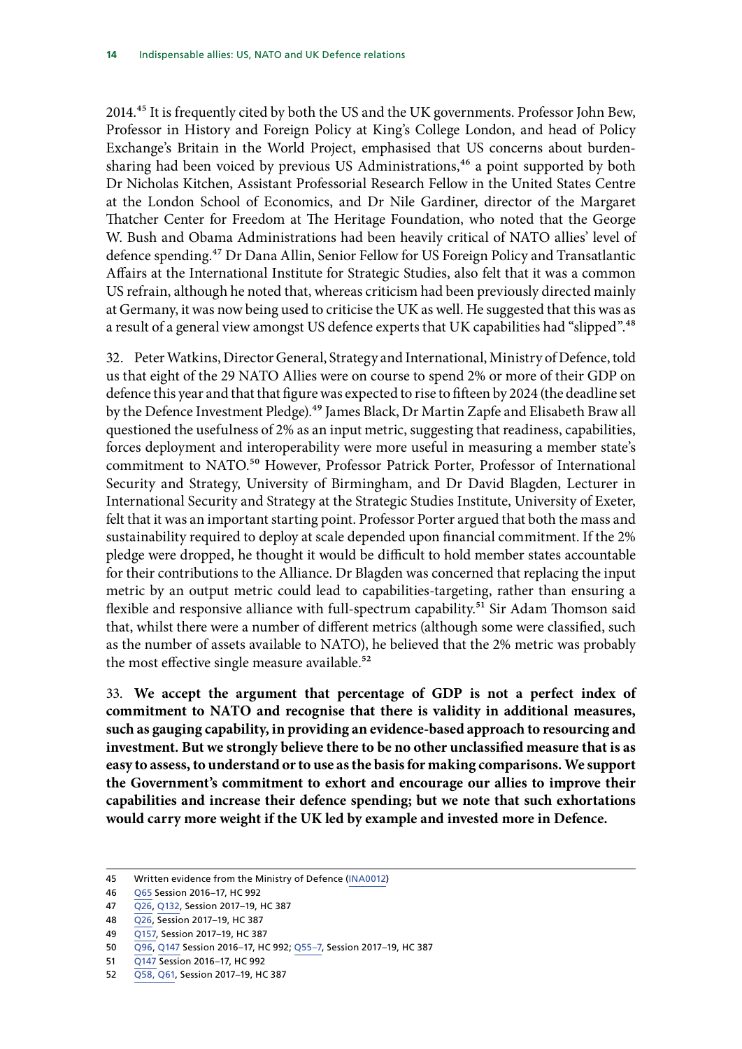2014.[45] It is frequently cited by both the US and the UK governments. Professor John Bew, Professor in History and Foreign Policy at King's College London, and head of Policy Exchange's Britain in the World Project, emphasised that US concerns about burden-sharing had been voiced by previous US Administrations,[46] a point supported by both Dr Nicholas Kitchen, Assistant Professorial Research Fellow in the United States Centre at the London School of Economics, and Dr Nile Gardiner, director of the Margaret Thatcher Center for Freedom at The Heritage Foundation, who noted that the George W. Bush and Obama Administrations had been heavily critical of NATO allies' level of defence spending.[47] Dr Dana Allin, Senior Fellow for US Foreign Policy and Transatlantic Affairs at the International Institute for Strategic Studies, also felt that it was a common US refrain, although he noted that, whereas criticism had been previously directed mainly at Germany, it was now being used to criticise the UK as well. He suggested that this was as a result of a general view amongst US defence experts that UK capabilities had "slipped".[48]

32. Peter Watkins, Director General, Strategy and International, Ministry of Defence, told us that eight of the 29 NATO Allies were on course to spend 2% or more of their GDP on defence this year and that that figure was expected to rise to fifteen by 2024 (the deadline set by the Defence Investment Pledge).[49] James Black, Dr Martin Zapfe and Elisabeth Braw all questioned the usefulness of 2% as an input metric, suggesting that readiness, capabilities, forces deployment and interoperability were more useful in measuring a member state's commitment to NATO.[50] However, Professor Patrick Porter, Professor of International Security and Strategy, University of Birmingham, and Dr David Blagden, Lecturer in International Security and Strategy at the Strategic Studies Institute, University of Exeter, felt that it was an important starting point. Professor Porter argued that both the mass and sustainability required to deploy at scale depended upon financial commitment. If the 2% pledge were dropped, he thought it would be difficult to hold member states accountable for their contributions to the Alliance. Dr Blagden was concerned that replacing the input metric by an output metric could lead to capabilities-targeting, rather than ensuring a flexible and responsive alliance with full-spectrum capability.[51] Sir Adam Thomson said that, whilst there were a number of different metrics (although some were classified, such as the number of assets available to NATO), he believed that the 2% metric was probably the most effective single measure available.[52]

33. **We accept the argument that percentage of GDP is not a perfect index of commitment to NATO and recognise that there is validity in additional measures, such as gauging capability, in providing an evidence-based approach to resourcing and investment. But we strongly believe there to be no other unclassified measure that is as easy to assess, to understand or to use as the basis for making comparisons. We support the Government's commitment to exhort and encourage our allies to improve their capabilities and increase their defence spending; but we note that such exhortations would carry more weight if the UK led by example and invested more in Defence.**

---

45 Written evidence from the Ministry of Defence (INA0012)

46 Q65 Session 2016–17, HC 992

47 Q26, Q132, Session 2017–19, HC 387

48 Q26, Session 2017–19, HC 387

49 Q157, Session 2017–19, HC 387

50 Q96, Q147 Session 2016–17, HC 992; Q55–7, Session 2017–19, HC 387

51 Q147 Session 2016–17, HC 992

52 Q58, Q61, Session 2017–19, HC 387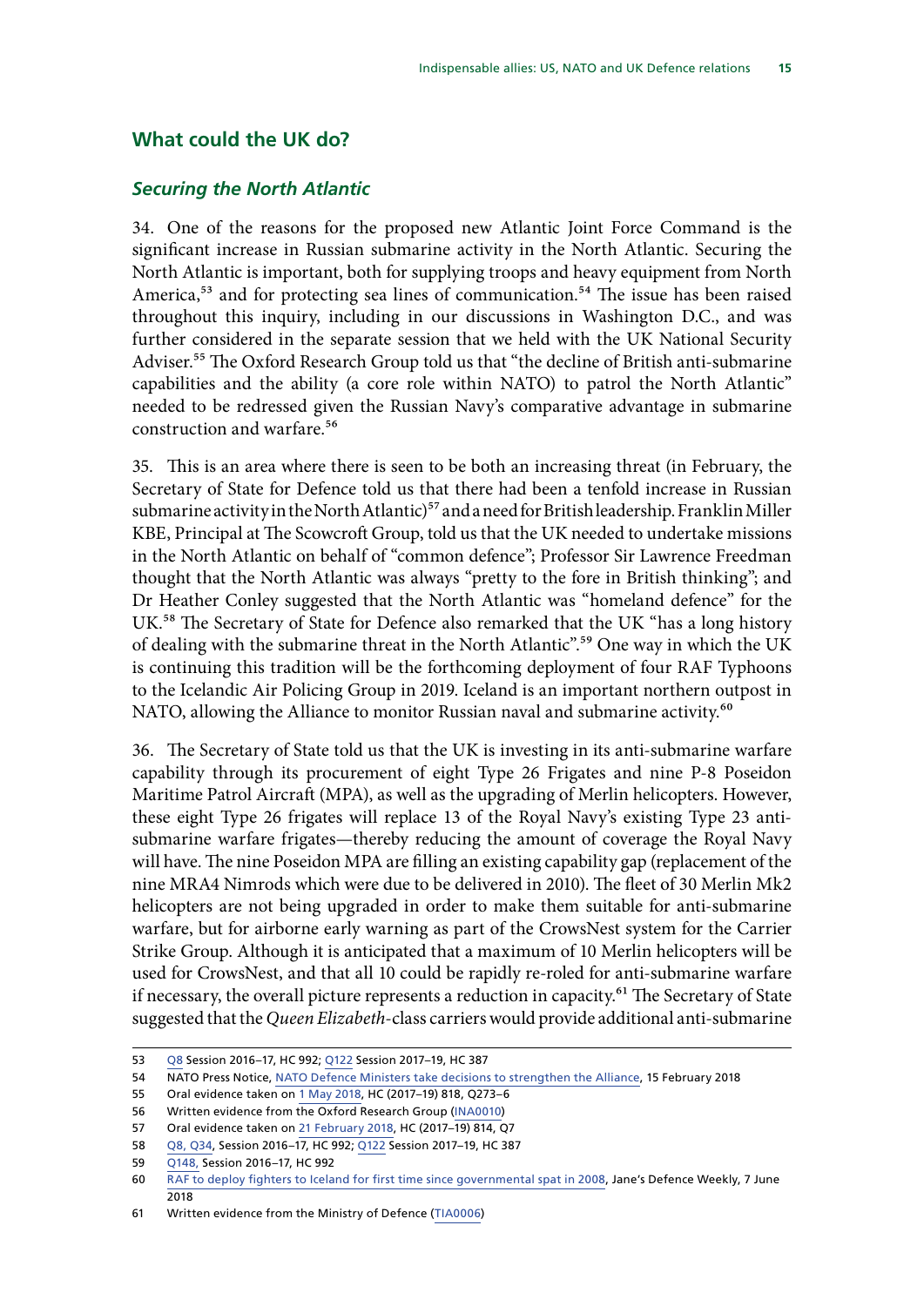## What could the UK do?

### *Securing the North Atlantic*

34. One of the reasons for the proposed new Atlantic Joint Force Command is the significant increase in Russian submarine activity in the North Atlantic. Securing the North Atlantic is important, both for supplying troops and heavy equipment from North America,[53] and for protecting sea lines of communication.[54] The issue has been raised throughout this inquiry, including in our discussions in Washington D.C., and was further considered in the separate session that we held with the UK National Security Adviser.[55] The Oxford Research Group told us that "the decline of British anti-submarine capabilities and the ability (a core role within NATO) to patrol the North Atlantic" needed to be redressed given the Russian Navy's comparative advantage in submarine construction and warfare.[56]

35. This is an area where there is seen to be both an increasing threat (in February, the Secretary of State for Defence told us that there had been a tenfold increase in Russian submarine activity in the North Atlantic)[57] and a need for British leadership. Franklin Miller KBE, Principal at The Scowcroft Group, told us that the UK needed to undertake missions in the North Atlantic on behalf of "common defence"; Professor Sir Lawrence Freedman thought that the North Atlantic was always "pretty to the fore in British thinking"; and Dr Heather Conley suggested that the North Atlantic was "homeland defence" for the UK.[58] The Secretary of State for Defence also remarked that the UK "has a long history of dealing with the submarine threat in the North Atlantic".[59] One way in which the UK is continuing this tradition will be the forthcoming deployment of four RAF Typhoons to the Icelandic Air Policing Group in 2019. Iceland is an important northern outpost in NATO, allowing the Alliance to monitor Russian naval and submarine activity.[60]

36. The Secretary of State told us that the UK is investing in its anti-submarine warfare capability through its procurement of eight Type 26 Frigates and nine P-8 Poseidon Maritime Patrol Aircraft (MPA), as well as the upgrading of Merlin helicopters. However, these eight Type 26 frigates will replace 13 of the Royal Navy's existing Type 23 anti-submarine warfare frigates—thereby reducing the amount of coverage the Royal Navy will have. The nine Poseidon MPA are filling an existing capability gap (replacement of the nine MRA4 Nimrods which were due to be delivered in 2010). The fleet of 30 Merlin Mk2 helicopters are not being upgraded in order to make them suitable for anti-submarine warfare, but for airborne early warning as part of the CrowsNest system for the Carrier Strike Group. Although it is anticipated that a maximum of 10 Merlin helicopters will be used for CrowsNest, and that all 10 could be rapidly re-roled for anti-submarine warfare if necessary, the overall picture represents a reduction in capacity.[61] The Secretary of State suggested that the *Queen Elizabeth*-class carriers would provide additional anti-submarine

---

53 Q8 Session 2016–17, HC 992; Q122 Session 2017–19, HC 387

54 NATO Press Notice, NATO Defence Ministers take decisions to strengthen the Alliance, 15 February 2018

55 Oral evidence taken on 1 May 2018, HC (2017–19) 818, Q273–6

56 Written evidence from the Oxford Research Group (INA0010)

57 Oral evidence taken on 21 February 2018, HC (2017–19) 814, Q7

58 Q8, Q34, Session 2016–17, HC 992; Q122 Session 2017–19, HC 387

59 Q148, Session 2016–17, HC 992

60 RAF to deploy fighters to Iceland for first time since governmental spat in 2008, Jane's Defence Weekly, 7 June 2018

61 Written evidence from the Ministry of Defence (TIA0006)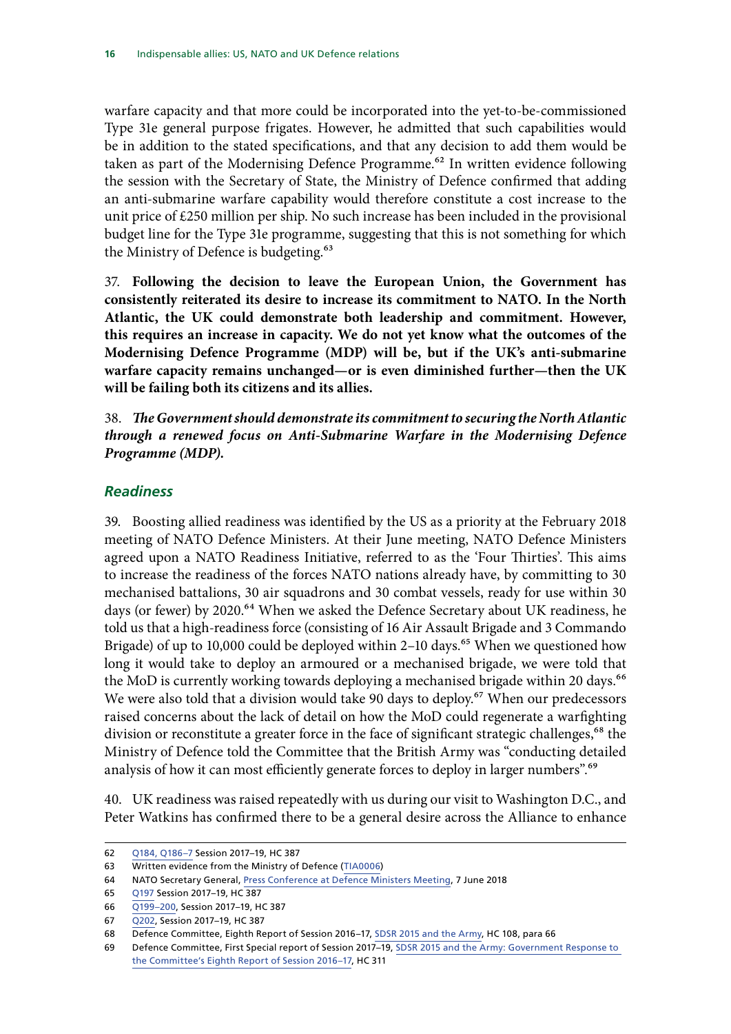warfare capacity and that more could be incorporated into the yet-to-be-commissioned Type 31e general purpose frigates. However, he admitted that such capabilities would be in addition to the stated specifications, and that any decision to add them would be taken as part of the Modernising Defence Programme.[62] In written evidence following the session with the Secretary of State, the Ministry of Defence confirmed that adding an anti-submarine warfare capability would therefore constitute a cost increase to the unit price of £250 million per ship. No such increase has been included in the provisional budget line for the Type 31e programme, suggesting that this is not something for which the Ministry of Defence is budgeting.[63]

37. **Following the decision to leave the European Union, the Government has consistently reiterated its desire to increase its commitment to NATO. In the North Atlantic, the UK could demonstrate both leadership and commitment. However, this requires an increase in capacity. We do not yet know what the outcomes of the Modernising Defence Programme (MDP) will be, but if the UK's anti-submarine warfare capacity remains unchanged—or is even diminished further—then the UK will be failing both its citizens and its allies.**

38. ***The Government should demonstrate its commitment to securing the North Atlantic through a renewed focus on Anti-Submarine Warfare in the Modernising Defence Programme (MDP).***

### *Readiness*

39. Boosting allied readiness was identified by the US as a priority at the February 2018 meeting of NATO Defence Ministers. At their June meeting, NATO Defence Ministers agreed upon a NATO Readiness Initiative, referred to as the 'Four Thirties'. This aims to increase the readiness of the forces NATO nations already have, by committing to 30 mechanised battalions, 30 air squadrons and 30 combat vessels, ready for use within 30 days (or fewer) by 2020.[64] When we asked the Defence Secretary about UK readiness, he told us that a high-readiness force (consisting of 16 Air Assault Brigade and 3 Commando Brigade) of up to 10,000 could be deployed within 2–10 days.[65] When we questioned how long it would take to deploy an armoured or a mechanised brigade, we were told that the MoD is currently working towards deploying a mechanised brigade within 20 days.[66] We were also told that a division would take 90 days to deploy.[67] When our predecessors raised concerns about the lack of detail on how the MoD could regenerate a warfighting division or reconstitute a greater force in the face of significant strategic challenges,[68] the Ministry of Defence told the Committee that the British Army was "conducting detailed analysis of how it can most efficiently generate forces to deploy in larger numbers".[69]

40. UK readiness was raised repeatedly with us during our visit to Washington D.C., and Peter Watkins has confirmed there to be a general desire across the Alliance to enhance

---

62 Q184, Q186–7 Session 2017–19, HC 387

63 Written evidence from the Ministry of Defence (TIA0006)

64 NATO Secretary General, Press Conference at Defence Ministers Meeting, 7 June 2018

65 Q197 Session 2017–19, HC 387

66 Q199–200, Session 2017–19, HC 387

67 Q202, Session 2017–19, HC 387

68 Defence Committee, Eighth Report of Session 2016–17, SDSR 2015 and the Army, HC 108, para 66

69 Defence Committee, First Special report of Session 2017–19, SDSR 2015 and the Army: Government Response to the Committee's Eighth Report of Session 2016–17, HC 311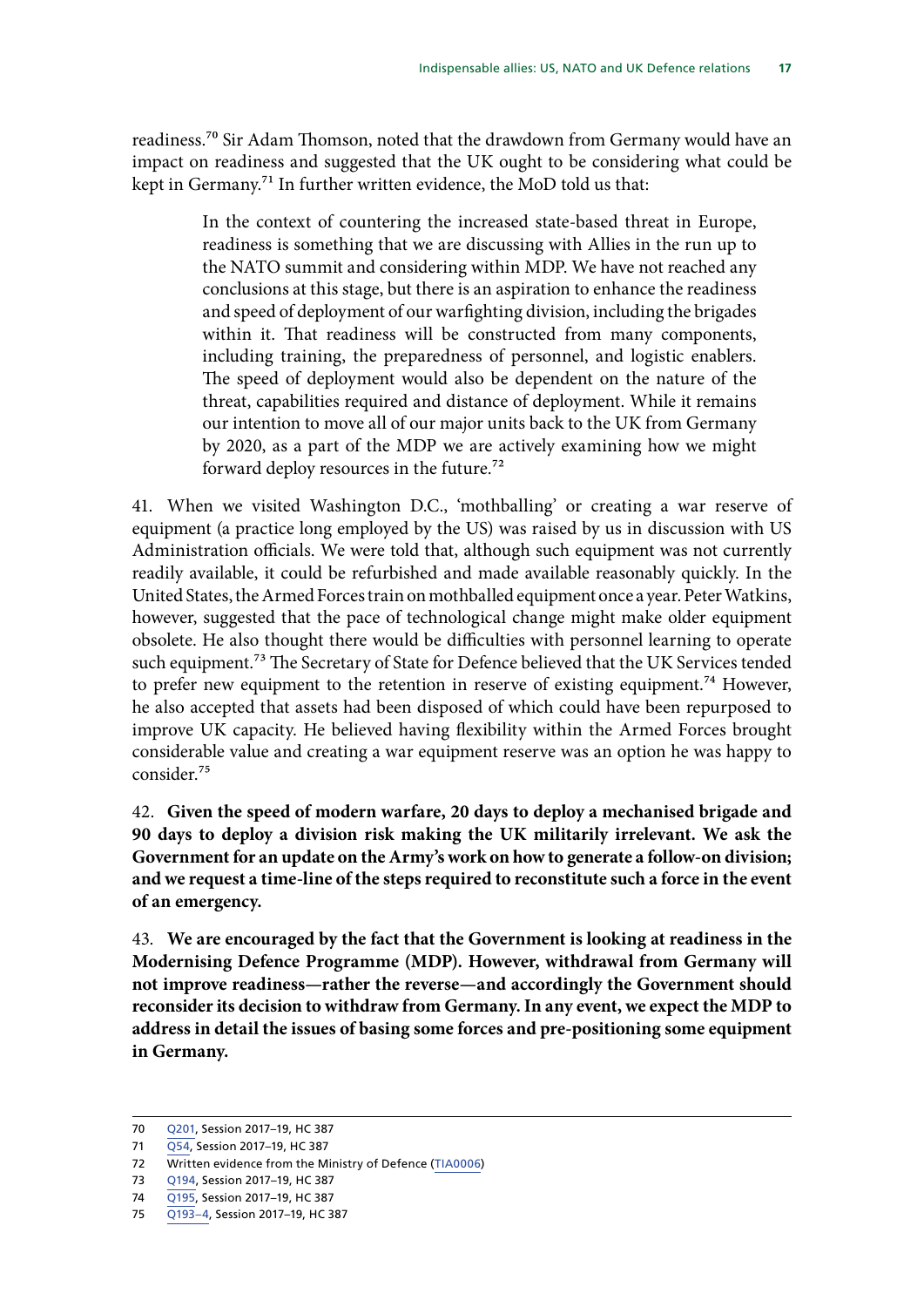readiness.[70] Sir Adam Thomson, noted that the drawdown from Germany would have an impact on readiness and suggested that the UK ought to be considering what could be kept in Germany.[71] In further written evidence, the MoD told us that:

> In the context of countering the increased state-based threat in Europe, readiness is something that we are discussing with Allies in the run up to the NATO summit and considering within MDP. We have not reached any conclusions at this stage, but there is an aspiration to enhance the readiness and speed of deployment of our warfighting division, including the brigades within it. That readiness will be constructed from many components, including training, the preparedness of personnel, and logistic enablers. The speed of deployment would also be dependent on the nature of the threat, capabilities required and distance of deployment. While it remains our intention to move all of our major units back to the UK from Germany by 2020, as a part of the MDP we are actively examining how we might forward deploy resources in the future.[72]

41. When we visited Washington D.C., 'mothballing' or creating a war reserve of equipment (a practice long employed by the US) was raised by us in discussion with US Administration officials. We were told that, although such equipment was not currently readily available, it could be refurbished and made available reasonably quickly. In the United States, the Armed Forces train on mothballed equipment once a year. Peter Watkins, however, suggested that the pace of technological change might make older equipment obsolete. He also thought there would be difficulties with personnel learning to operate such equipment.[73] The Secretary of State for Defence believed that the UK Services tended to prefer new equipment to the retention in reserve of existing equipment.[74] However, he also accepted that assets had been disposed of which could have been repurposed to improve UK capacity. He believed having flexibility within the Armed Forces brought considerable value and creating a war equipment reserve was an option he was happy to consider.[75]

42. **Given the speed of modern warfare, 20 days to deploy a mechanised brigade and 90 days to deploy a division risk making the UK militarily irrelevant. We ask the Government for an update on the Army's work on how to generate a follow-on division; and we request a time-line of the steps required to reconstitute such a force in the event of an emergency.**

43. **We are encouraged by the fact that the Government is looking at readiness in the Modernising Defence Programme (MDP). However, withdrawal from Germany will not improve readiness—rather the reverse—and accordingly the Government should reconsider its decision to withdraw from Germany. In any event, we expect the MDP to address in detail the issues of basing some forces and pre-positioning some equipment in Germany.**

---

70 Q201, Session 2017–19, HC 387

71 Q54, Session 2017–19, HC 387

72 Written evidence from the Ministry of Defence (TIA0006)

73 Q194, Session 2017–19, HC 387

74 Q195, Session 2017–19, HC 387

75 Q193–4, Session 2017–19, HC 387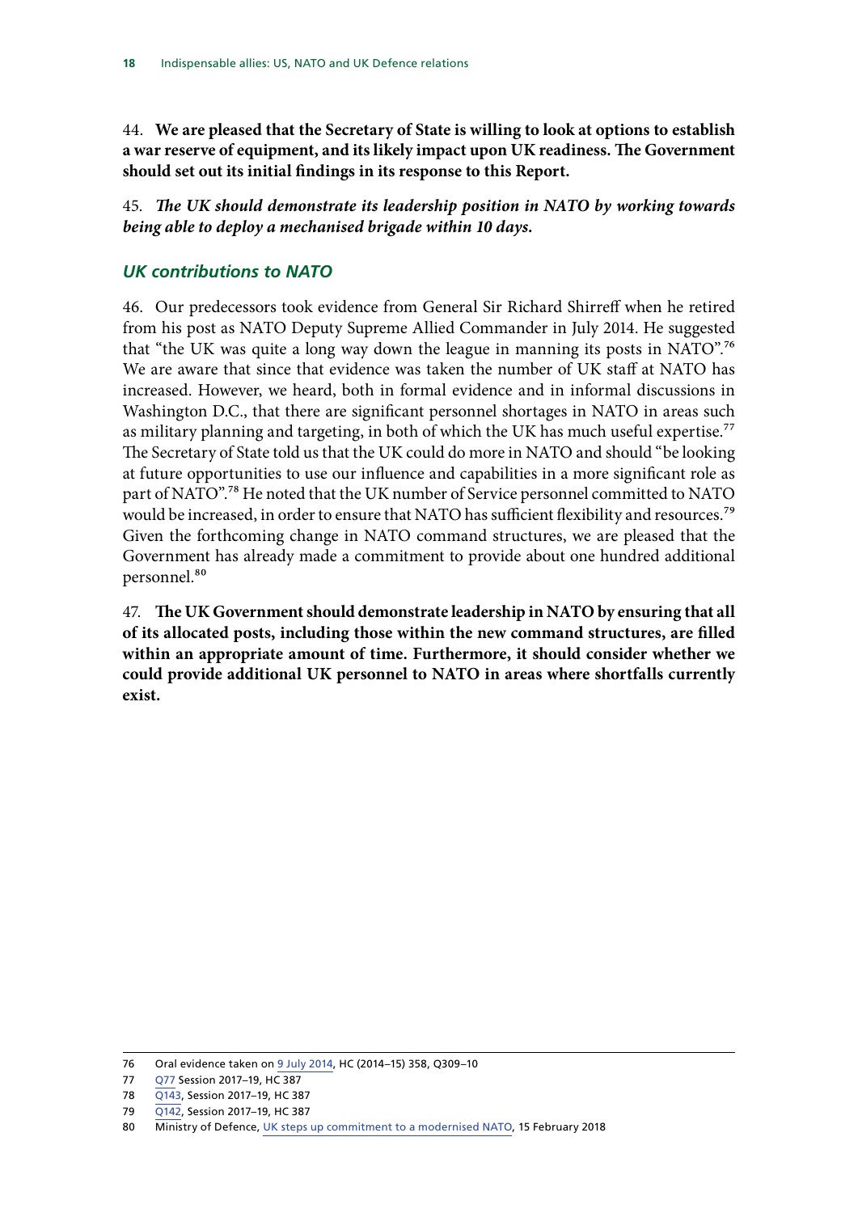44. **We are pleased that the Secretary of State is willing to look at options to establish a war reserve of equipment, and its likely impact upon UK readiness. The Government should set out its initial findings in its response to this Report.**

45. ***The UK should demonstrate its leadership position in NATO by working towards being able to deploy a mechanised brigade within 10 days.***

### *UK contributions to NATO*

46. Our predecessors took evidence from General Sir Richard Shirreff when he retired from his post as NATO Deputy Supreme Allied Commander in July 2014. He suggested that "the UK was quite a long way down the league in manning its posts in NATO".[76] We are aware that since that evidence was taken the number of UK staff at NATO has increased. However, we heard, both in formal evidence and in informal discussions in Washington D.C., that there are significant personnel shortages in NATO in areas such as military planning and targeting, in both of which the UK has much useful expertise.[77] The Secretary of State told us that the UK could do more in NATO and should "be looking at future opportunities to use our influence and capabilities in a more significant role as part of NATO".[78] He noted that the UK number of Service personnel committed to NATO would be increased, in order to ensure that NATO has sufficient flexibility and resources.[79] Given the forthcoming change in NATO command structures, we are pleased that the Government has already made a commitment to provide about one hundred additional personnel.[80]

47. **The UK Government should demonstrate leadership in NATO by ensuring that all of its allocated posts, including those within the new command structures, are filled within an appropriate amount of time. Furthermore, it should consider whether we could provide additional UK personnel to NATO in areas where shortfalls currently exist.**

---

76 Oral evidence taken on 9 July 2014, HC (2014–15) 358, Q309–10

77 Q77 Session 2017–19, HC 387

78 Q143, Session 2017–19, HC 387

79 Q142, Session 2017–19, HC 387

80 Ministry of Defence, UK steps up commitment to a modernised NATO, 15 February 2018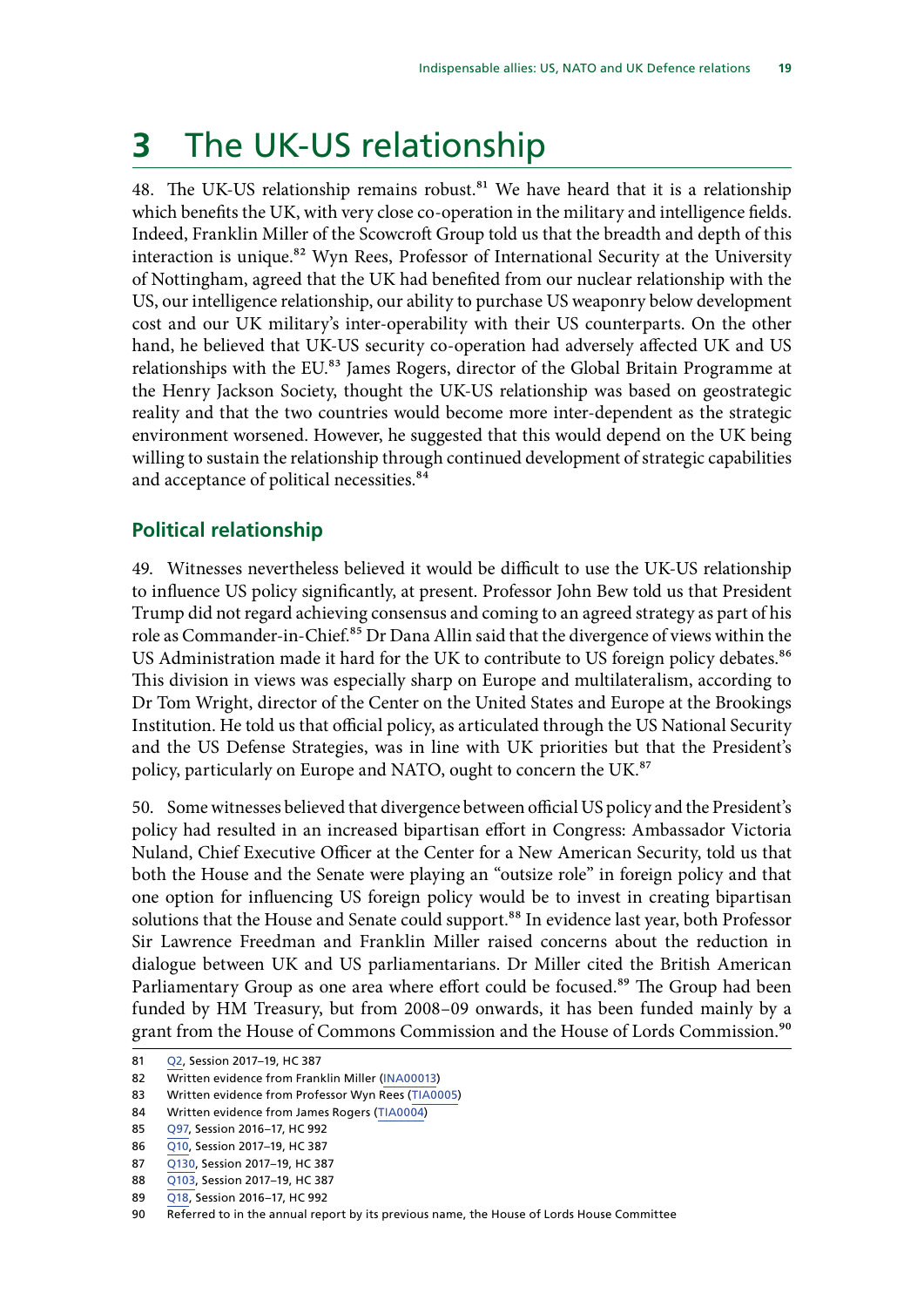# 3 The UK-US relationship

48. The UK-US relationship remains robust.[81] We have heard that it is a relationship which benefits the UK, with very close co-operation in the military and intelligence fields. Indeed, Franklin Miller of the Scowcroft Group told us that the breadth and depth of this interaction is unique.[82] Wyn Rees, Professor of International Security at the University of Nottingham, agreed that the UK had benefited from our nuclear relationship with the US, our intelligence relationship, our ability to purchase US weaponry below development cost and our UK military's inter-operability with their US counterparts. On the other hand, he believed that UK-US security co-operation had adversely affected UK and US relationships with the EU.[83] James Rogers, director of the Global Britain Programme at the Henry Jackson Society, thought the UK-US relationship was based on geostrategic reality and that the two countries would become more inter-dependent as the strategic environment worsened. However, he suggested that this would depend on the UK being willing to sustain the relationship through continued development of strategic capabilities and acceptance of political necessities.[84]

## Political relationship

49. Witnesses nevertheless believed it would be difficult to use the UK-US relationship to influence US policy significantly, at present. Professor John Bew told us that President Trump did not regard achieving consensus and coming to an agreed strategy as part of his role as Commander-in-Chief.[85] Dr Dana Allin said that the divergence of views within the US Administration made it hard for the UK to contribute to US foreign policy debates.[86] This division in views was especially sharp on Europe and multilateralism, according to Dr Tom Wright, director of the Center on the United States and Europe at the Brookings Institution. He told us that official policy, as articulated through the US National Security and the US Defense Strategies, was in line with UK priorities but that the President's policy, particularly on Europe and NATO, ought to concern the UK.[87]

50. Some witnesses believed that divergence between official US policy and the President's policy had resulted in an increased bipartisan effort in Congress: Ambassador Victoria Nuland, Chief Executive Officer at the Center for a New American Security, told us that both the House and the Senate were playing an "outsize role" in foreign policy and that one option for influencing US foreign policy would be to invest in creating bipartisan solutions that the House and Senate could support.[88] In evidence last year, both Professor Sir Lawrence Freedman and Franklin Miller raised concerns about the reduction in dialogue between UK and US parliamentarians. Dr Miller cited the British American Parliamentary Group as one area where effort could be focused.[89] The Group had been funded by HM Treasury, but from 2008–09 onwards, it has been funded mainly by a grant from the House of Commons Commission and the House of Lords Commission.[90]

81 Q2, Session 2017–19, HC 387

82 Written evidence from Franklin Miller (INA00013)

83 Written evidence from Professor Wyn Rees (TIA0005)

84 Written evidence from James Rogers (TIA0004)

85 Q97, Session 2016–17, HC 992

86 Q10, Session 2017–19, HC 387

87 Q130, Session 2017–19, HC 387

88 Q103, Session 2017–19, HC 387

89 Q18, Session 2016–17, HC 992

90 Referred to in the annual report by its previous name, the House of Lords House Committee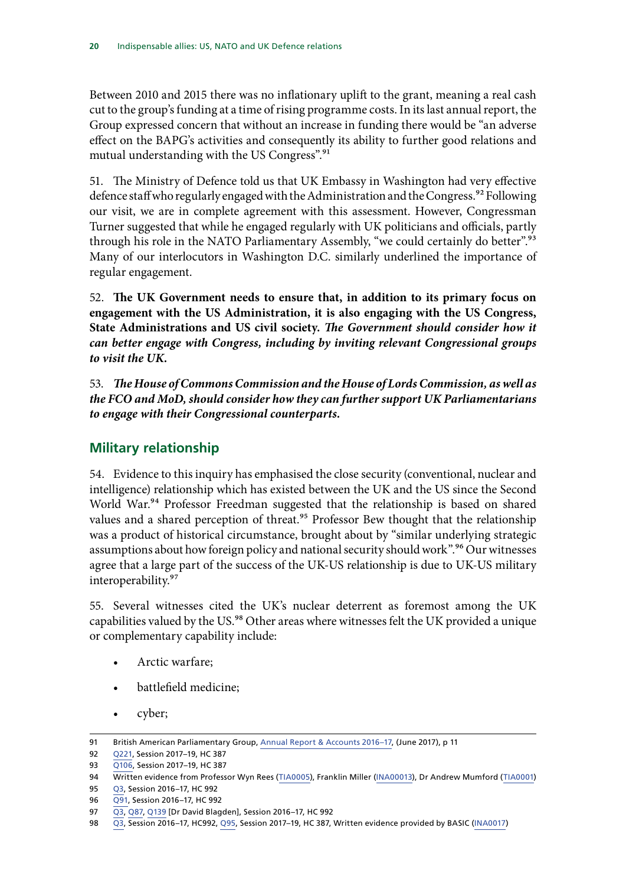Between 2010 and 2015 there was no inflationary uplift to the grant, meaning a real cash cut to the group's funding at a time of rising programme costs. In its last annual report, the Group expressed concern that without an increase in funding there would be "an adverse effect on the BAPG's activities and consequently its ability to further good relations and mutual understanding with the US Congress".[91]

51. The Ministry of Defence told us that UK Embassy in Washington had very effective defence staff who regularly engaged with the Administration and the Congress.[92] Following our visit, we are in complete agreement with this assessment. However, Congressman Turner suggested that while he engaged regularly with UK politicians and officials, partly through his role in the NATO Parliamentary Assembly, "we could certainly do better".[93] Many of our interlocutors in Washington D.C. similarly underlined the importance of regular engagement.

52. **The UK Government needs to ensure that, in addition to its primary focus on engagement with the US Administration, it is also engaging with the US Congress, State Administrations and US civil society.** ***The Government should consider how it can better engage with Congress, including by inviting relevant Congressional groups to visit the UK.***

53. ***The House of Commons Commission and the House of Lords Commission, as well as the FCO and MoD, should consider how they can further support UK Parliamentarians to engage with their Congressional counterparts.***

## Military relationship

54. Evidence to this inquiry has emphasised the close security (conventional, nuclear and intelligence) relationship which has existed between the UK and the US since the Second World War.[94] Professor Freedman suggested that the relationship is based on shared values and a shared perception of threat.[95] Professor Bew thought that the relationship was a product of historical circumstance, brought about by "similar underlying strategic assumptions about how foreign policy and national security should work".[96] Our witnesses agree that a large part of the success of the UK-US relationship is due to UK-US military interoperability.[97]

55. Several witnesses cited the UK's nuclear deterrent as foremost among the UK capabilities valued by the US.[98] Other areas where witnesses felt the UK provided a unique or complementary capability include:

- Arctic warfare;
- battlefield medicine;
- cyber;

91 British American Parliamentary Group, Annual Report & Accounts 2016–17, (June 2017), p 11

92 Q221, Session 2017–19, HC 387

93 Q106, Session 2017–19, HC 387

94 Written evidence from Professor Wyn Rees (TIA0005), Franklin Miller (INA00013), Dr Andrew Mumford (TIA0001)

95 Q3, Session 2016–17, HC 992

96 Q91, Session 2016–17, HC 992

97 Q3, Q87, Q139 [Dr David Blagden], Session 2016–17, HC 992

98 Q3, Session 2016–17, HC992, Q95, Session 2017–19, HC 387, Written evidence provided by BASIC (INA0017)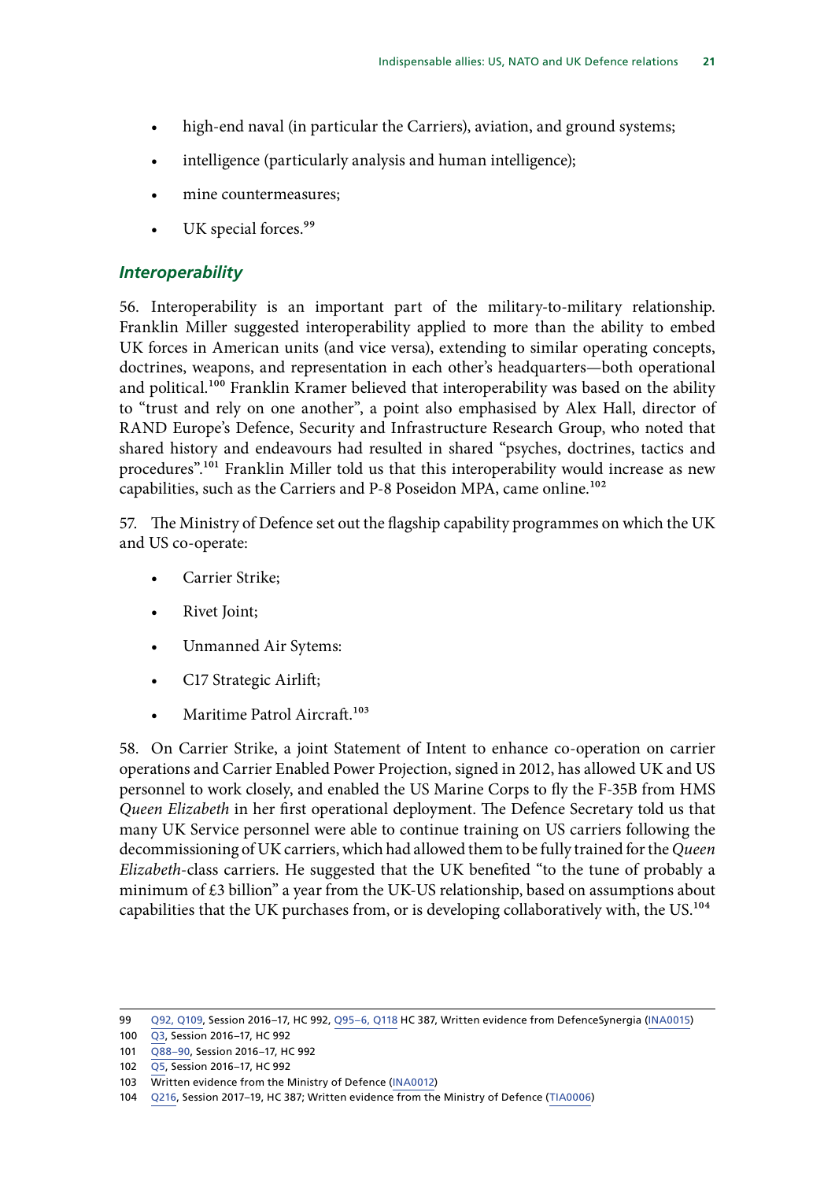- high-end naval (in particular the Carriers), aviation, and ground systems;
- intelligence (particularly analysis and human intelligence);
- mine countermeasures;
- UK special forces.[99]

### *Interoperability*

56. Interoperability is an important part of the military-to-military relationship. Franklin Miller suggested interoperability applied to more than the ability to embed UK forces in American units (and vice versa), extending to similar operating concepts, doctrines, weapons, and representation in each other's headquarters—both operational and political.[100] Franklin Kramer believed that interoperability was based on the ability to "trust and rely on one another", a point also emphasised by Alex Hall, director of RAND Europe's Defence, Security and Infrastructure Research Group, who noted that shared history and endeavours had resulted in shared "psyches, doctrines, tactics and procedures".[101] Franklin Miller told us that this interoperability would increase as new capabilities, such as the Carriers and P-8 Poseidon MPA, came online.[102]

57. The Ministry of Defence set out the flagship capability programmes on which the UK and US co-operate:

- Carrier Strike;
- Rivet Joint;
- Unmanned Air Sytems:
- C17 Strategic Airlift;
- Maritime Patrol Aircraft.[103]

58. On Carrier Strike, a joint Statement of Intent to enhance co-operation on carrier operations and Carrier Enabled Power Projection, signed in 2012, has allowed UK and US personnel to work closely, and enabled the US Marine Corps to fly the F-35B from HMS *Queen Elizabeth* in her first operational deployment. The Defence Secretary told us that many UK Service personnel were able to continue training on US carriers following the decommissioning of UK carriers, which had allowed them to be fully trained for the *Queen Elizabeth*-class carriers. He suggested that the UK benefited "to the tune of probably a minimum of £3 billion" a year from the UK-US relationship, based on assumptions about capabilities that the UK purchases from, or is developing collaboratively with, the US.[104]

---

99 Q92, Q109, Session 2016–17, HC 992, Q95–6, Q118 HC 387, Written evidence from DefenceSynergia (INA0015)

100 Q3, Session 2016–17, HC 992

101 Q88–90, Session 2016–17, HC 992

102 Q5, Session 2016–17, HC 992

103 Written evidence from the Ministry of Defence (INA0012)

104 Q216, Session 2017–19, HC 387; Written evidence from the Ministry of Defence (TIA0006)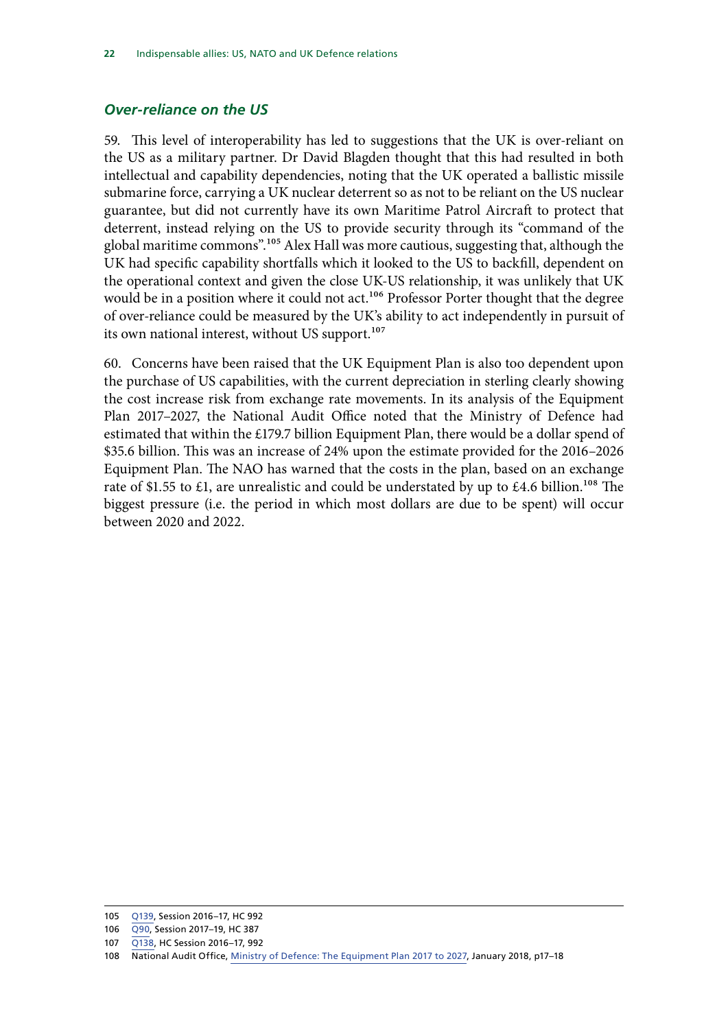### *Over-reliance on the US*

59. This level of interoperability has led to suggestions that the UK is over-reliant on the US as a military partner. Dr David Blagden thought that this had resulted in both intellectual and capability dependencies, noting that the UK operated a ballistic missile submarine force, carrying a UK nuclear deterrent so as not to be reliant on the US nuclear guarantee, but did not currently have its own Maritime Patrol Aircraft to protect that deterrent, instead relying on the US to provide security through its "command of the global maritime commons".[105] Alex Hall was more cautious, suggesting that, although the UK had specific capability shortfalls which it looked to the US to backfill, dependent on the operational context and given the close UK-US relationship, it was unlikely that UK would be in a position where it could not act.[106] Professor Porter thought that the degree of over-reliance could be measured by the UK's ability to act independently in pursuit of its own national interest, without US support.[107]

60. Concerns have been raised that the UK Equipment Plan is also too dependent upon the purchase of US capabilities, with the current depreciation in sterling clearly showing the cost increase risk from exchange rate movements. In its analysis of the Equipment Plan 2017–2027, the National Audit Office noted that the Ministry of Defence had estimated that within the £179.7 billion Equipment Plan, there would be a dollar spend of $35.6 billion. This was an increase of 24% upon the estimate provided for the 2016–2026 Equipment Plan. The NAO has warned that the costs in the plan, based on an exchange rate of $1.55 to £1, are unrealistic and could be understated by up to £4.6 billion.[108] The biggest pressure (i.e. the period in which most dollars are due to be spent) will occur between 2020 and 2022.

---

105 Q139, Session 2016–17, HC 992

106 Q90, Session 2017–19, HC 387

107 Q138, HC Session 2016–17, 992

108 National Audit Office, Ministry of Defence: The Equipment Plan 2017 to 2027, January 2018, p17–18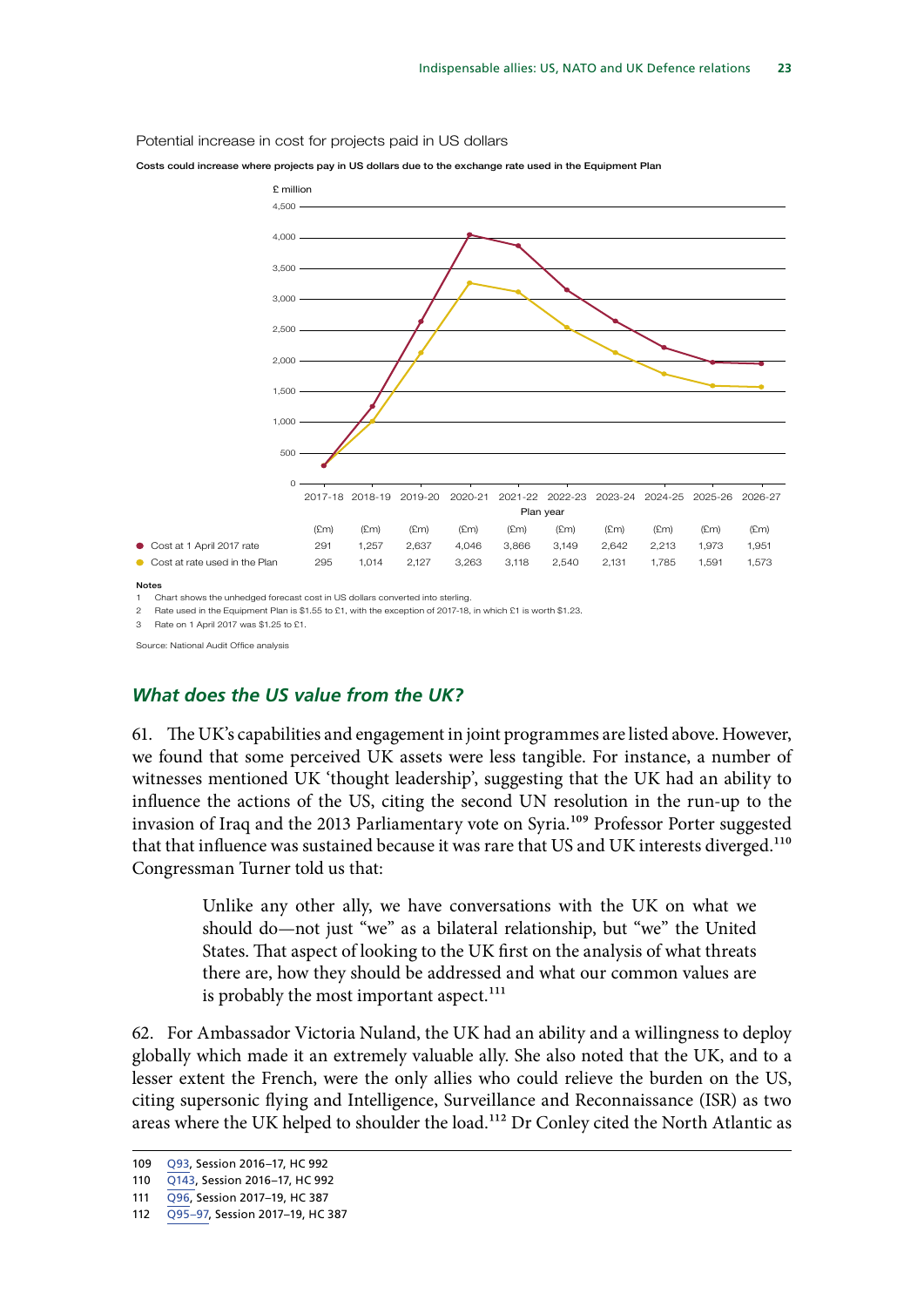Potential increase in cost for projects paid in US dollars

**Costs could increase where projects pay in US dollars due to the exchange rate used in the Equipment Plan**

| Plan year | 2017-18 | 2018-19 | 2019-20 | 2020-21 | 2021-22 | 2022-23 | 2023-24 | 2024-25 | 2025-26 | 2026-27 |
|---|---|---|---|---|---|---|---|---|---|---|
| | (£m) | (£m) | (£m) | (£m) | (£m) | (£m) | (£m) | (£m) | (£m) | (£m) |
| Cost at 1 April 2017 rate | 291 | 1,257 | 2,637 | 4,046 | 3,866 | 3,149 | 2,642 | 2,213 | 1,973 | 1,951 |
| Cost at rate used in the Plan | 295 | 1,014 | 2,127 | 3,263 | 3,118 | 2,540 | 2,131 | 1,785 | 1,591 | 1,573 |

Notes

1 Chart shows the unhedged forecast cost in US dollars converted into sterling.

2 Rate used in the Equipment Plan is \$1.55 to £1, with the exception of 2017-18, in which £1 is worth \$1.23.

3 Rate on 1 April 2017 was \$1.25 to £1.

Source: National Audit Office analysis

### *What does the US value from the UK?*

61. The UK's capabilities and engagement in joint programmes are listed above. However, we found that some perceived UK assets were less tangible. For instance, a number of witnesses mentioned UK 'thought leadership', suggesting that the UK had an ability to influence the actions of the US, citing the second UN resolution in the run-up to the invasion of Iraq and the 2013 Parliamentary vote on Syria.[109] Professor Porter suggested that that influence was sustained because it was rare that US and UK interests diverged.[110] Congressman Turner told us that:

> Unlike any other ally, we have conversations with the UK on what we should do—not just "we" as a bilateral relationship, but "we" the United States. That aspect of looking to the UK first on the analysis of what threats there are, how they should be addressed and what our common values are is probably the most important aspect.[111]

62. For Ambassador Victoria Nuland, the UK had an ability and a willingness to deploy globally which made it an extremely valuable ally. She also noted that the UK, and to a lesser extent the French, were the only allies who could relieve the burden on the US, citing supersonic flying and Intelligence, Surveillance and Reconnaissance (ISR) as two areas where the UK helped to shoulder the load.[112] Dr Conley cited the North Atlantic as

109 Q93, Session 2016–17, HC 992

110 Q143, Session 2016–17, HC 992

111 Q96, Session 2017–19, HC 387

112 Q95–97, Session 2017–19, HC 387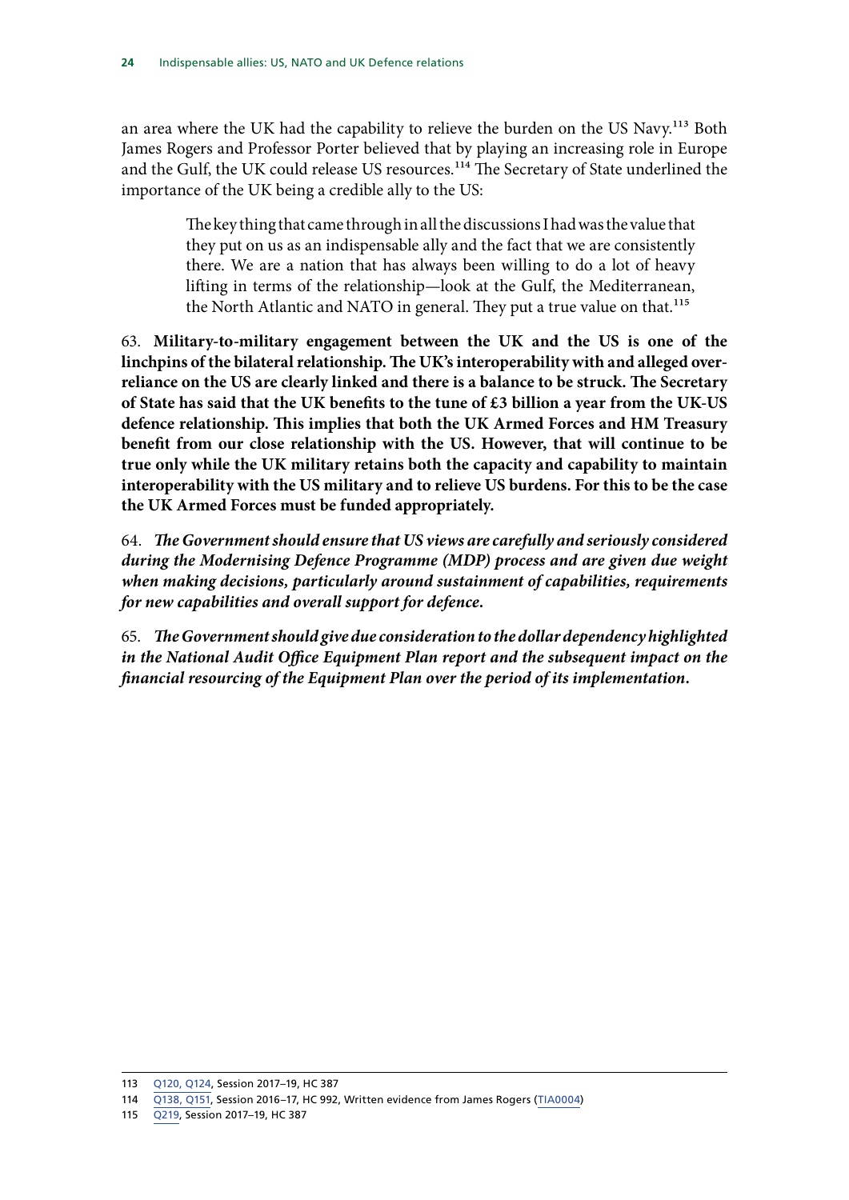an area where the UK had the capability to relieve the burden on the US Navy.[113] Both James Rogers and Professor Porter believed that by playing an increasing role in Europe and the Gulf, the UK could release US resources.[114] The Secretary of State underlined the importance of the UK being a credible ally to the US:

> The key thing that came through in all the discussions I had was the value that they put on us as an indispensable ally and the fact that we are consistently there. We are a nation that has always been willing to do a lot of heavy lifting in terms of the relationship—look at the Gulf, the Mediterranean, the North Atlantic and NATO in general. They put a true value on that.[115]

63. **Military-to-military engagement between the UK and the US is one of the linchpins of the bilateral relationship. The UK's interoperability with and alleged over-reliance on the US are clearly linked and there is a balance to be struck. The Secretary of State has said that the UK benefits to the tune of £3 billion a year from the UK-US defence relationship. This implies that both the UK Armed Forces and HM Treasury benefit from our close relationship with the US. However, that will continue to be true only while the UK military retains both the capacity and capability to maintain interoperability with the US military and to relieve US burdens. For this to be the case the UK Armed Forces must be funded appropriately.**

64. ***The Government should ensure that US views are carefully and seriously considered during the Modernising Defence Programme (MDP) process and are given due weight when making decisions, particularly around sustainment of capabilities, requirements for new capabilities and overall support for defence.***

65. ***The Government should give due consideration to the dollar dependency highlighted in the National Audit Office Equipment Plan report and the subsequent impact on the financial resourcing of the Equipment Plan over the period of its implementation.***

113 Q120, Q124, Session 2017–19, HC 387

114 Q138, Q151, Session 2016–17, HC 992, Written evidence from James Rogers (TIA0004)

115 Q219, Session 2017–19, HC 387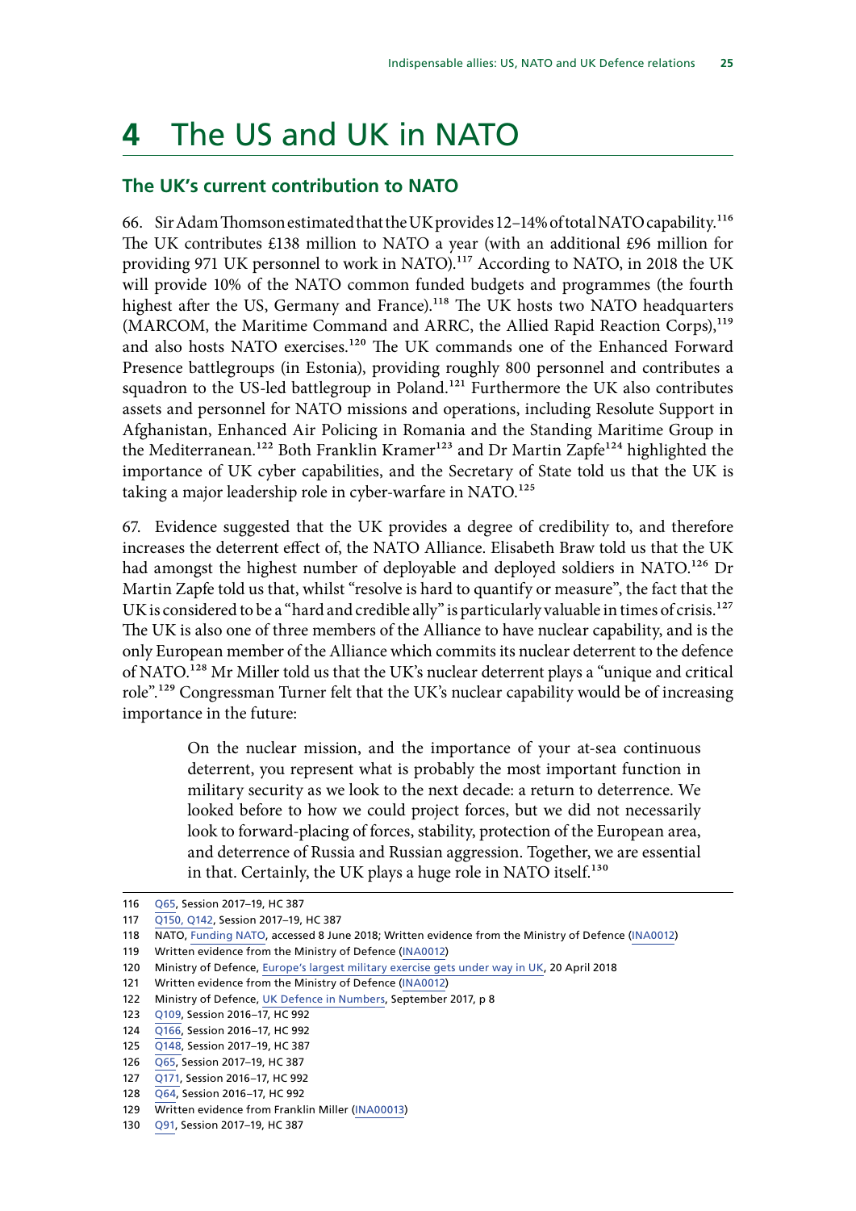# 4 The US and UK in NATO

## The UK's current contribution to NATO

66. Sir Adam Thomson estimated that the UK provides 12–14% of total NATO capability.[116] The UK contributes £138 million to NATO a year (with an additional £96 million for providing 971 UK personnel to work in NATO).[117] According to NATO, in 2018 the UK will provide 10% of the NATO common funded budgets and programmes (the fourth highest after the US, Germany and France).[118] The UK hosts two NATO headquarters (MARCOM, the Maritime Command and ARRC, the Allied Rapid Reaction Corps),[119] and also hosts NATO exercises.[120] The UK commands one of the Enhanced Forward Presence battlegroups (in Estonia), providing roughly 800 personnel and contributes a squadron to the US-led battlegroup in Poland.[121] Furthermore the UK also contributes assets and personnel for NATO missions and operations, including Resolute Support in Afghanistan, Enhanced Air Policing in Romania and the Standing Maritime Group in the Mediterranean.[122] Both Franklin Kramer[123] and Dr Martin Zapfe[124] highlighted the importance of UK cyber capabilities, and the Secretary of State told us that the UK is taking a major leadership role in cyber-warfare in NATO.[125]

67. Evidence suggested that the UK provides a degree of credibility to, and therefore increases the deterrent effect of, the NATO Alliance. Elisabeth Braw told us that the UK had amongst the highest number of deployable and deployed soldiers in NATO.[126] Dr Martin Zapfe told us that, whilst "resolve is hard to quantify or measure", the fact that the UK is considered to be a "hard and credible ally" is particularly valuable in times of crisis.[127] The UK is also one of three members of the Alliance to have nuclear capability, and is the only European member of the Alliance which commits its nuclear deterrent to the defence of NATO.[128] Mr Miller told us that the UK's nuclear deterrent plays a "unique and critical role".[129] Congressman Turner felt that the UK's nuclear capability would be of increasing importance in the future:

> On the nuclear mission, and the importance of your at-sea continuous deterrent, you represent what is probably the most important function in military security as we look to the next decade: a return to deterrence. We looked before to how we could project forces, but we did not necessarily look to forward-placing of forces, stability, protection of the European area, and deterrence of Russia and Russian aggression. Together, we are essential in that. Certainly, the UK plays a huge role in NATO itself.[130]

---

116 Q65, Session 2017–19, HC 387
117 Q150, Q142, Session 2017–19, HC 387
118 NATO, Funding NATO, accessed 8 June 2018; Written evidence from the Ministry of Defence (INA0012)
119 Written evidence from the Ministry of Defence (INA0012)
120 Ministry of Defence, Europe's largest military exercise gets under way in UK, 20 April 2018
121 Written evidence from the Ministry of Defence (INA0012)
122 Ministry of Defence, UK Defence in Numbers, September 2017, p 8
123 Q109, Session 2016–17, HC 992
124 Q166, Session 2016–17, HC 992
125 Q148, Session 2017–19, HC 387
126 Q65, Session 2017–19, HC 387
127 Q171, Session 2016–17, HC 992
128 Q64, Session 2016–17, HC 992
129 Written evidence from Franklin Miller (INA00013)
130 Q91, Session 2017–19, HC 387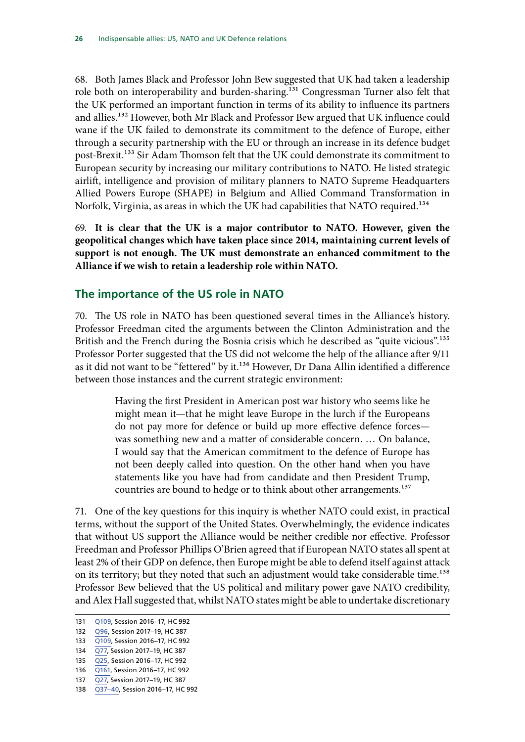68. Both James Black and Professor John Bew suggested that UK had taken a leadership role both on interoperability and burden-sharing.[131] Congressman Turner also felt that the UK performed an important function in terms of its ability to influence its partners and allies.[132] However, both Mr Black and Professor Bew argued that UK influence could wane if the UK failed to demonstrate its commitment to the defence of Europe, either through a security partnership with the EU or through an increase in its defence budget post-Brexit.[133] Sir Adam Thomson felt that the UK could demonstrate its commitment to European security by increasing our military contributions to NATO. He listed strategic airlift, intelligence and provision of military planners to NATO Supreme Headquarters Allied Powers Europe (SHAPE) in Belgium and Allied Command Transformation in Norfolk, Virginia, as areas in which the UK had capabilities that NATO required.[134]

69. **It is clear that the UK is a major contributor to NATO. However, given the geopolitical changes which have taken place since 2014, maintaining current levels of support is not enough. The UK must demonstrate an enhanced commitment to the Alliance if we wish to retain a leadership role within NATO.**

## The importance of the US role in NATO

70. The US role in NATO has been questioned several times in the Alliance's history. Professor Freedman cited the arguments between the Clinton Administration and the British and the French during the Bosnia crisis which he described as "quite vicious".[135] Professor Porter suggested that the US did not welcome the help of the alliance after 9/11 as it did not want to be "fettered" by it.[136] However, Dr Dana Allin identified a difference between those instances and the current strategic environment:

> Having the first President in American post war history who seems like he might mean it—that he might leave Europe in the lurch if the Europeans do not pay more for defence or build up more effective defence forces—was something new and a matter of considerable concern. … On balance, I would say that the American commitment to the defence of Europe has not been deeply called into question. On the other hand when you have statements like you have had from candidate and then President Trump, countries are bound to hedge or to think about other arrangements.[137]

71. One of the key questions for this inquiry is whether NATO could exist, in practical terms, without the support of the United States. Overwhelmingly, the evidence indicates that without US support the Alliance would be neither credible nor effective. Professor Freedman and Professor Phillips O'Brien agreed that if European NATO states all spent at least 2% of their GDP on defence, then Europe might be able to defend itself against attack on its territory; but they noted that such an adjustment would take considerable time.[138] Professor Bew believed that the US political and military power gave NATO credibility, and Alex Hall suggested that, whilst NATO states might be able to undertake discretionary

131 Q109, Session 2016–17, HC 992
132 Q96, Session 2017–19, HC 387
133 Q109, Session 2016–17, HC 992
134 Q77, Session 2017–19, HC 387
135 Q25, Session 2016–17, HC 992
136 Q161, Session 2016–17, HC 992
137 Q27, Session 2017–19, HC 387
138 Q37–40, Session 2016–17, HC 992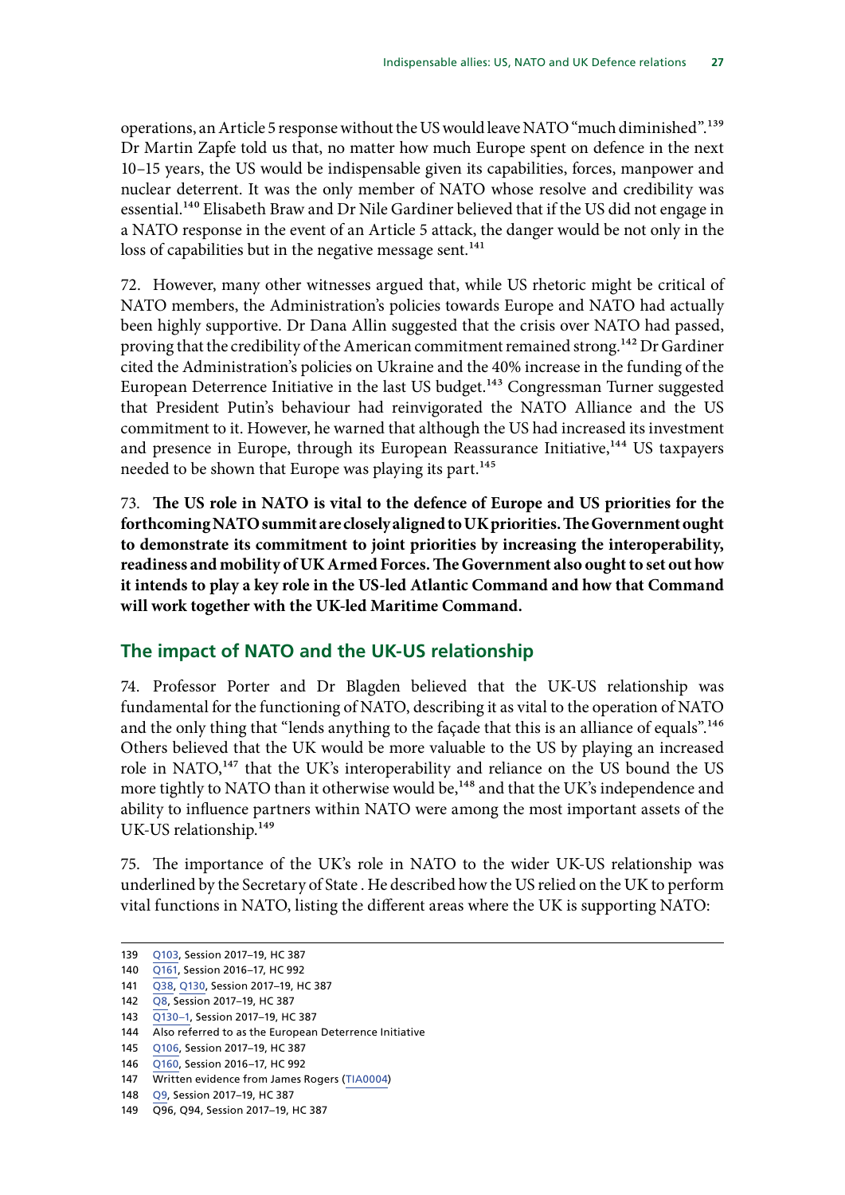operations, an Article 5 response without the US would leave NATO "much diminished".[139] Dr Martin Zapfe told us that, no matter how much Europe spent on defence in the next 10–15 years, the US would be indispensable given its capabilities, forces, manpower and nuclear deterrent. It was the only member of NATO whose resolve and credibility was essential.[140] Elisabeth Braw and Dr Nile Gardiner believed that if the US did not engage in a NATO response in the event of an Article 5 attack, the danger would be not only in the loss of capabilities but in the negative message sent.[141]

72. However, many other witnesses argued that, while US rhetoric might be critical of NATO members, the Administration's policies towards Europe and NATO had actually been highly supportive. Dr Dana Allin suggested that the crisis over NATO had passed, proving that the credibility of the American commitment remained strong.[142] Dr Gardiner cited the Administration's policies on Ukraine and the 40% increase in the funding of the European Deterrence Initiative in the last US budget.[143] Congressman Turner suggested that President Putin's behaviour had reinvigorated the NATO Alliance and the US commitment to it. However, he warned that although the US had increased its investment and presence in Europe, through its European Reassurance Initiative,[144] US taxpayers needed to be shown that Europe was playing its part.[145]

73. **The US role in NATO is vital to the defence of Europe and US priorities for the forthcoming NATO summit are closely aligned to UK priorities. The Government ought to demonstrate its commitment to joint priorities by increasing the interoperability, readiness and mobility of UK Armed Forces. The Government also ought to set out how it intends to play a key role in the US-led Atlantic Command and how that Command will work together with the UK-led Maritime Command.**

## The impact of NATO and the UK-US relationship

74. Professor Porter and Dr Blagden believed that the UK-US relationship was fundamental for the functioning of NATO, describing it as vital to the operation of NATO and the only thing that "lends anything to the façade that this is an alliance of equals".[146] Others believed that the UK would be more valuable to the US by playing an increased role in NATO,[147] that the UK's interoperability and reliance on the US bound the US more tightly to NATO than it otherwise would be,[148] and that the UK's independence and ability to influence partners within NATO were among the most important assets of the UK-US relationship.[149]

75. The importance of the UK's role in NATO to the wider UK-US relationship was underlined by the Secretary of State . He described how the US relied on the UK to perform vital functions in NATO, listing the different areas where the UK is supporting NATO:

---

139 Q103, Session 2017–19, HC 387
140 Q161, Session 2016–17, HC 992
141 Q38, Q130, Session 2017–19, HC 387
142 Q8, Session 2017–19, HC 387
143 Q130–1, Session 2017–19, HC 387
144 Also referred to as the European Deterrence Initiative
145 Q106, Session 2017–19, HC 387
146 Q160, Session 2016–17, HC 992
147 Written evidence from James Rogers (TIA0004)
148 Q9, Session 2017–19, HC 387
149 Q96, Q94, Session 2017–19, HC 387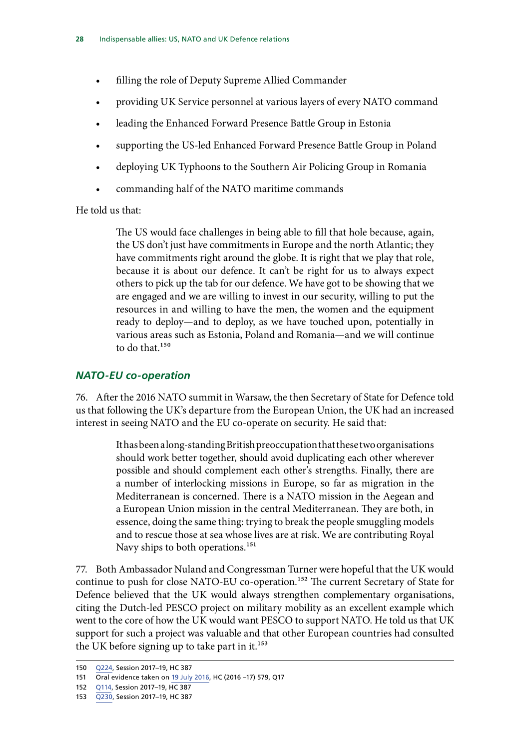- filling the role of Deputy Supreme Allied Commander
- providing UK Service personnel at various layers of every NATO command
- leading the Enhanced Forward Presence Battle Group in Estonia
- supporting the US-led Enhanced Forward Presence Battle Group in Poland
- deploying UK Typhoons to the Southern Air Policing Group in Romania
- commanding half of the NATO maritime commands

He told us that:

> The US would face challenges in being able to fill that hole because, again, the US don't just have commitments in Europe and the north Atlantic; they have commitments right around the globe. It is right that we play that role, because it is about our defence. It can't be right for us to always expect others to pick up the tab for our defence. We have got to be showing that we are engaged and we are willing to invest in our security, willing to put the resources in and willing to have the men, the women and the equipment ready to deploy—and to deploy, as we have touched upon, potentially in various areas such as Estonia, Poland and Romania—and we will continue to do that.[150]

### *NATO-EU co-operation*

76. After the 2016 NATO summit in Warsaw, the then Secretary of State for Defence told us that following the UK's departure from the European Union, the UK had an increased interest in seeing NATO and the EU co-operate on security. He said that:

> It has been a long-standing British preoccupation that these two organisations should work better together, should avoid duplicating each other wherever possible and should complement each other's strengths. Finally, there are a number of interlocking missions in Europe, so far as migration in the Mediterranean is concerned. There is a NATO mission in the Aegean and a European Union mission in the central Mediterranean. They are both, in essence, doing the same thing: trying to break the people smuggling models and to rescue those at sea whose lives are at risk. We are contributing Royal Navy ships to both operations.[151]

77. Both Ambassador Nuland and Congressman Turner were hopeful that the UK would continue to push for close NATO-EU co-operation.[152] The current Secretary of State for Defence believed that the UK would always strengthen complementary organisations, citing the Dutch-led PESCO project on military mobility as an excellent example which went to the core of how the UK would want PESCO to support NATO. He told us that UK support for such a project was valuable and that other European countries had consulted the UK before signing up to take part in it.[153]

---

150 Q224, Session 2017–19, HC 387

151 Oral evidence taken on 19 July 2016, HC (2016 –17) 579, Q17

152 Q114, Session 2017–19, HC 387

153 Q230, Session 2017–19, HC 387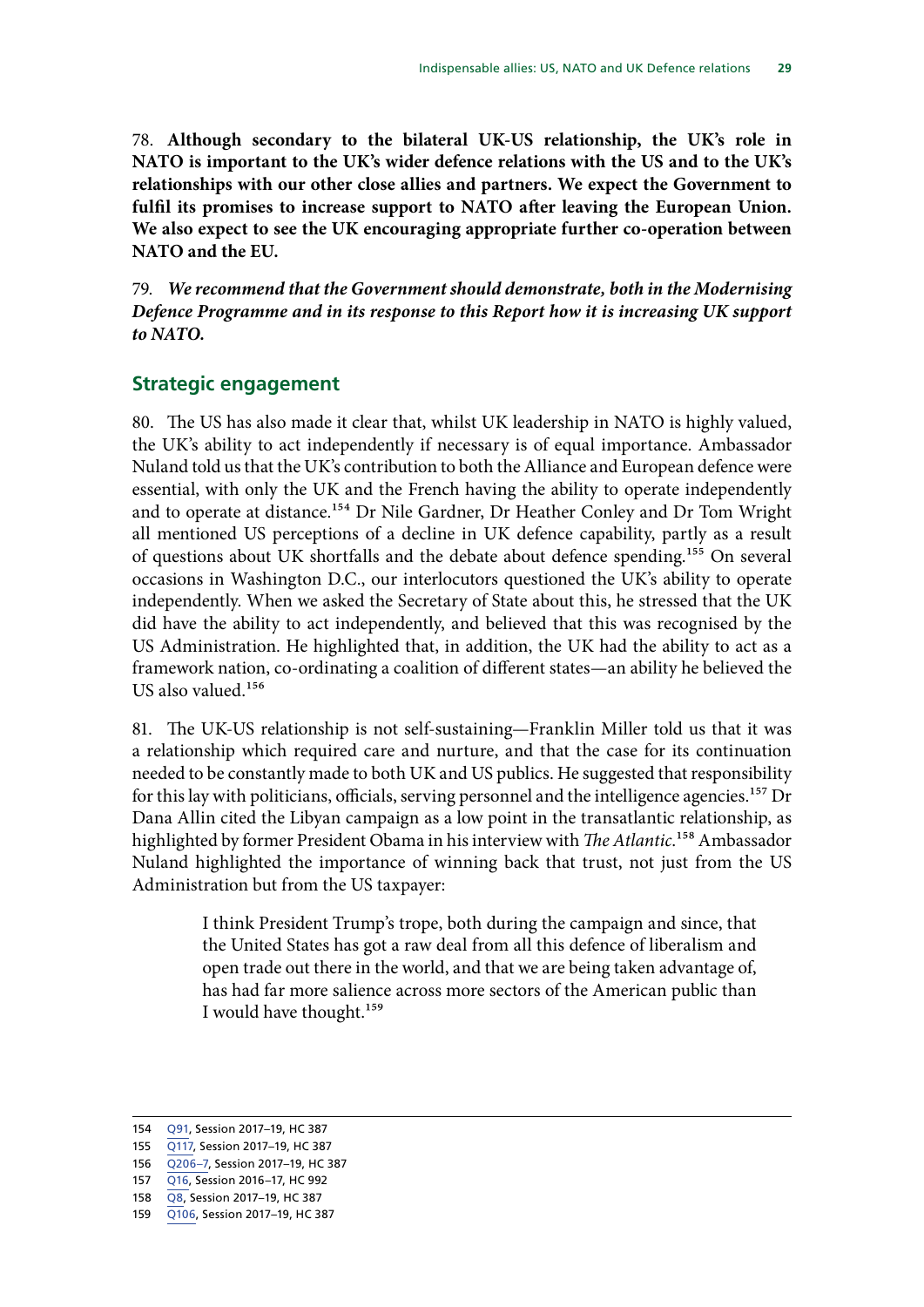78. **Although secondary to the bilateral UK-US relationship, the UK's role in NATO is important to the UK's wider defence relations with the US and to the UK's relationships with our other close allies and partners. We expect the Government to fulfil its promises to increase support to NATO after leaving the European Union. We also expect to see the UK encouraging appropriate further co-operation between NATO and the EU.**

79. ***We recommend that the Government should demonstrate, both in the Modernising Defence Programme and in its response to this Report how it is increasing UK support to NATO.***

## Strategic engagement

80. The US has also made it clear that, whilst UK leadership in NATO is highly valued, the UK's ability to act independently if necessary is of equal importance. Ambassador Nuland told us that the UK's contribution to both the Alliance and European defence were essential, with only the UK and the French having the ability to operate independently and to operate at distance.[154] Dr Nile Gardner, Dr Heather Conley and Dr Tom Wright all mentioned US perceptions of a decline in UK defence capability, partly as a result of questions about UK shortfalls and the debate about defence spending.[155] On several occasions in Washington D.C., our interlocutors questioned the UK's ability to operate independently. When we asked the Secretary of State about this, he stressed that the UK did have the ability to act independently, and believed that this was recognised by the US Administration. He highlighted that, in addition, the UK had the ability to act as a framework nation, co-ordinating a coalition of different states—an ability he believed the US also valued.[156]

81. The UK-US relationship is not self-sustaining—Franklin Miller told us that it was a relationship which required care and nurture, and that the case for its continuation needed to be constantly made to both UK and US publics. He suggested that responsibility for this lay with politicians, officials, serving personnel and the intelligence agencies.[157] Dr Dana Allin cited the Libyan campaign as a low point in the transatlantic relationship, as highlighted by former President Obama in his interview with *The Atlantic*.[158] Ambassador Nuland highlighted the importance of winning back that trust, not just from the US Administration but from the US taxpayer:

> I think President Trump's trope, both during the campaign and since, that the United States has got a raw deal from all this defence of liberalism and open trade out there in the world, and that we are being taken advantage of, has had far more salience across more sectors of the American public than I would have thought.[159]

---

154 Q91, Session 2017–19, HC 387
155 Q117, Session 2017–19, HC 387
156 Q206–7, Session 2017–19, HC 387
157 Q16, Session 2016–17, HC 992
158 Q8, Session 2017–19, HC 387
159 Q106, Session 2017–19, HC 387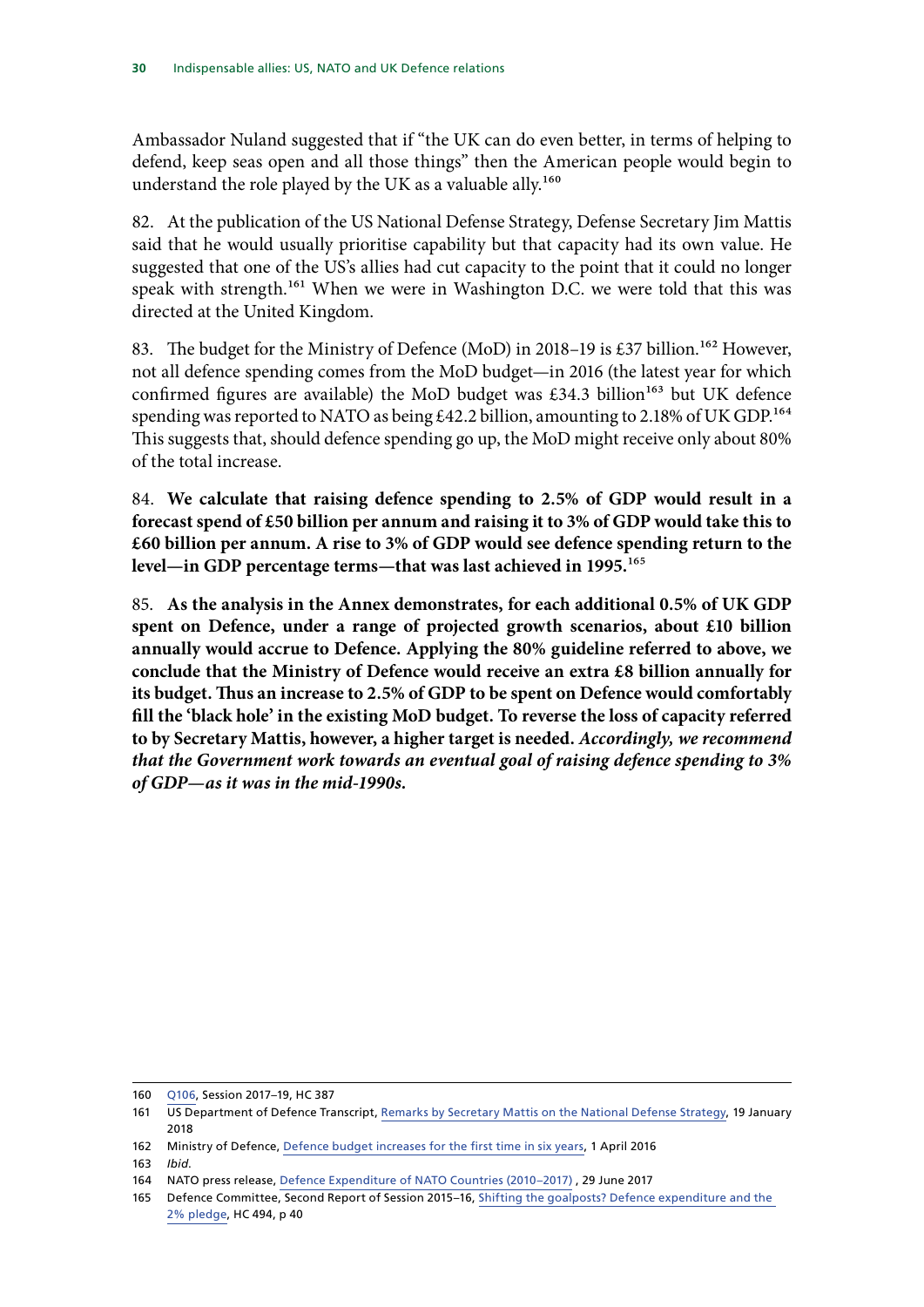Ambassador Nuland suggested that if "the UK can do even better, in terms of helping to defend, keep seas open and all those things" then the American people would begin to understand the role played by the UK as a valuable ally.[160]

82. At the publication of the US National Defense Strategy, Defense Secretary Jim Mattis said that he would usually prioritise capability but that capacity had its own value. He suggested that one of the US's allies had cut capacity to the point that it could no longer speak with strength.[161] When we were in Washington D.C. we were told that this was directed at the United Kingdom.

83. The budget for the Ministry of Defence (MoD) in 2018–19 is £37 billion.[162] However, not all defence spending comes from the MoD budget—in 2016 (the latest year for which confirmed figures are available) the MoD budget was £34.3 billion[163] but UK defence spending was reported to NATO as being £42.2 billion, amounting to 2.18% of UK GDP.[164] This suggests that, should defence spending go up, the MoD might receive only about 80% of the total increase.

84. **We calculate that raising defence spending to 2.5% of GDP would result in a forecast spend of £50 billion per annum and raising it to 3% of GDP would take this to £60 billion per annum. A rise to 3% of GDP would see defence spending return to the level—in GDP percentage terms—that was last achieved in 1995.**[165]

85. **As the analysis in the Annex demonstrates, for each additional 0.5% of UK GDP spent on Defence, under a range of projected growth scenarios, about £10 billion annually would accrue to Defence. Applying the 80% guideline referred to above, we conclude that the Ministry of Defence would receive an extra £8 billion annually for its budget. Thus an increase to 2.5% of GDP to be spent on Defence would comfortably fill the 'black hole' in the existing MoD budget. To reverse the loss of capacity referred to by Secretary Mattis, however, a higher target is needed.** ***Accordingly, we recommend that the Government work towards an eventual goal of raising defence spending to 3% of GDP—as it was in the mid-1990s.***

---

160 Q106, Session 2017–19, HC 387

161 US Department of Defence Transcript, Remarks by Secretary Mattis on the National Defense Strategy, 19 January 2018

162 Ministry of Defence, Defence budget increases for the first time in six years, 1 April 2016

163 *Ibid.*

164 NATO press release, Defence Expenditure of NATO Countries (2010–2017) , 29 June 2017

165 Defence Committee, Second Report of Session 2015–16, Shifting the goalposts? Defence expenditure and the 2% pledge, HC 494, p 40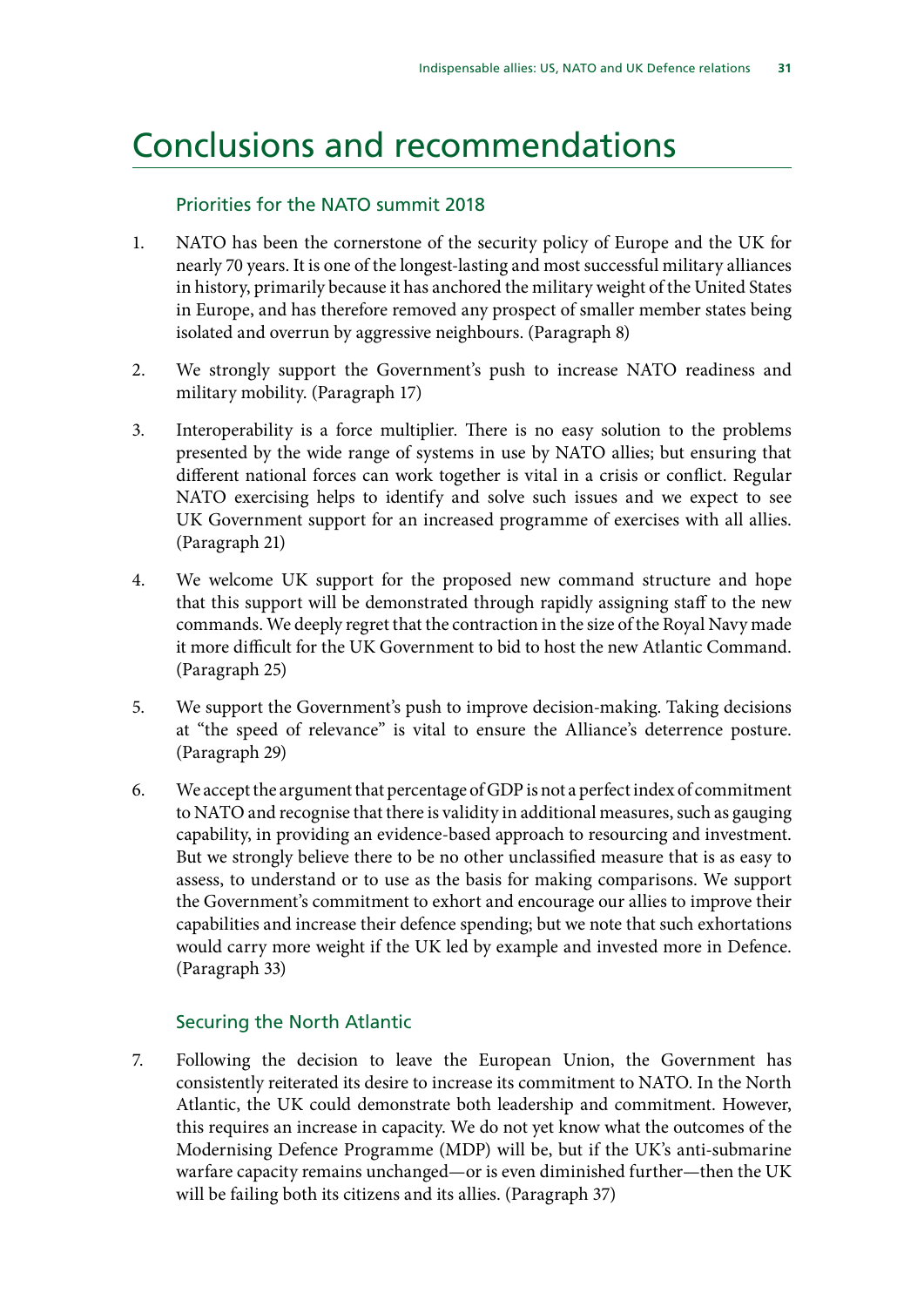# Conclusions and recommendations

## Priorities for the NATO summit 2018

1. NATO has been the cornerstone of the security policy of Europe and the UK for nearly 70 years. It is one of the longest-lasting and most successful military alliances in history, primarily because it has anchored the military weight of the United States in Europe, and has therefore removed any prospect of smaller member states being isolated and overrun by aggressive neighbours. (Paragraph 8)

2. We strongly support the Government's push to increase NATO readiness and military mobility. (Paragraph 17)

3. Interoperability is a force multiplier. There is no easy solution to the problems presented by the wide range of systems in use by NATO allies; but ensuring that different national forces can work together is vital in a crisis or conflict. Regular NATO exercising helps to identify and solve such issues and we expect to see UK Government support for an increased programme of exercises with all allies. (Paragraph 21)

4. We welcome UK support for the proposed new command structure and hope that this support will be demonstrated through rapidly assigning staff to the new commands. We deeply regret that the contraction in the size of the Royal Navy made it more difficult for the UK Government to bid to host the new Atlantic Command. (Paragraph 25)

5. We support the Government's push to improve decision-making. Taking decisions at "the speed of relevance" is vital to ensure the Alliance's deterrence posture. (Paragraph 29)

6. We accept the argument that percentage of GDP is not a perfect index of commitment to NATO and recognise that there is validity in additional measures, such as gauging capability, in providing an evidence-based approach to resourcing and investment. But we strongly believe there to be no other unclassified measure that is as easy to assess, to understand or to use as the basis for making comparisons. We support the Government's commitment to exhort and encourage our allies to improve their capabilities and increase their defence spending; but we note that such exhortations would carry more weight if the UK led by example and invested more in Defence. (Paragraph 33)

## Securing the North Atlantic

7. Following the decision to leave the European Union, the Government has consistently reiterated its desire to increase its commitment to NATO. In the North Atlantic, the UK could demonstrate both leadership and commitment. However, this requires an increase in capacity. We do not yet know what the outcomes of the Modernising Defence Programme (MDP) will be, but if the UK's anti-submarine warfare capacity remains unchanged—or is even diminished further—then the UK will be failing both its citizens and its allies. (Paragraph 37)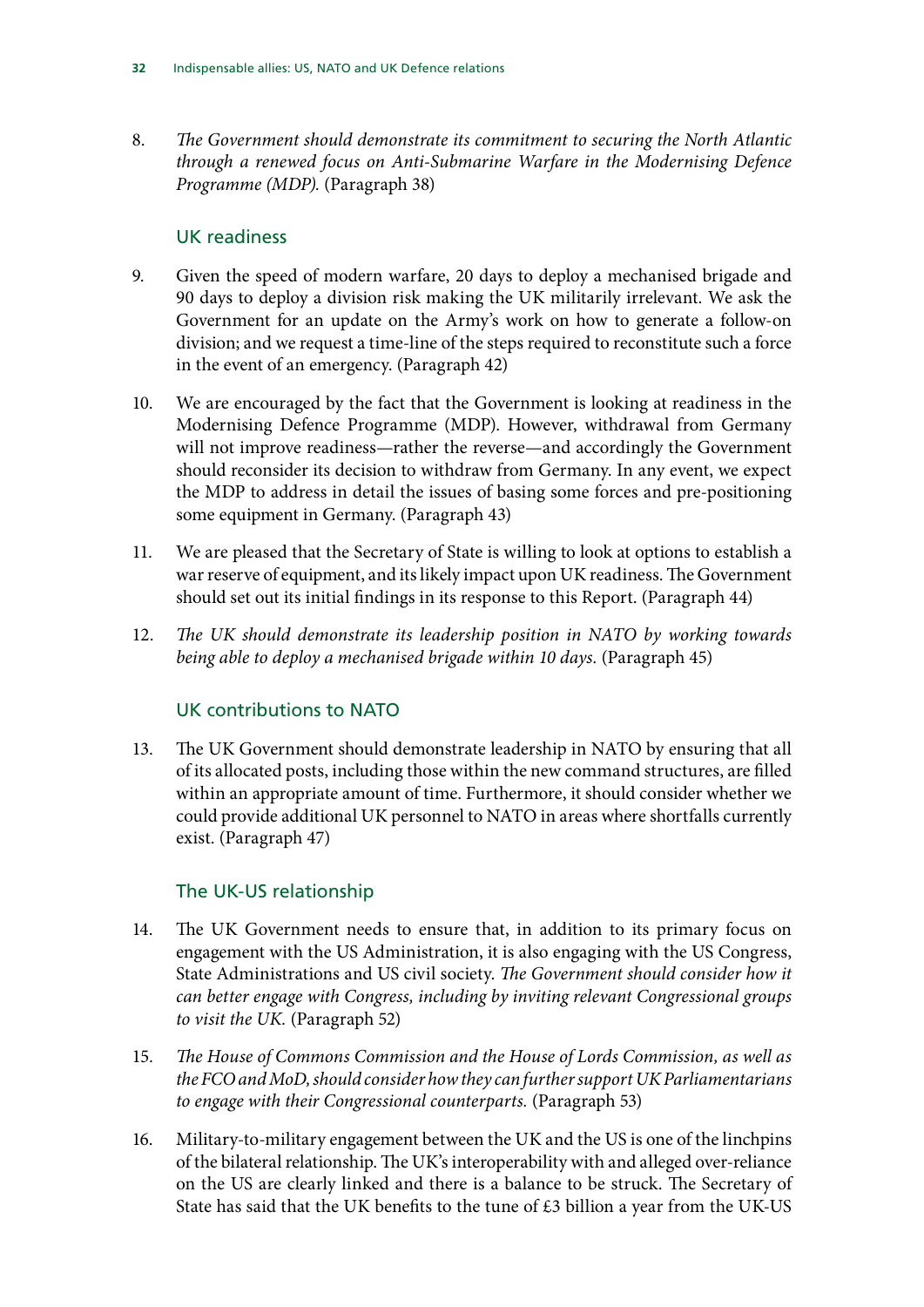8. *The Government should demonstrate its commitment to securing the North Atlantic through a renewed focus on Anti-Submarine Warfare in the Modernising Defence Programme (MDP).* (Paragraph 38)

### UK readiness

9. Given the speed of modern warfare, 20 days to deploy a mechanised brigade and 90 days to deploy a division risk making the UK militarily irrelevant. We ask the Government for an update on the Army's work on how to generate a follow-on division; and we request a time-line of the steps required to reconstitute such a force in the event of an emergency. (Paragraph 42)

10. We are encouraged by the fact that the Government is looking at readiness in the Modernising Defence Programme (MDP). However, withdrawal from Germany will not improve readiness—rather the reverse—and accordingly the Government should reconsider its decision to withdraw from Germany. In any event, we expect the MDP to address in detail the issues of basing some forces and pre-positioning some equipment in Germany. (Paragraph 43)

11. We are pleased that the Secretary of State is willing to look at options to establish a war reserve of equipment, and its likely impact upon UK readiness. The Government should set out its initial findings in its response to this Report. (Paragraph 44)

12. *The UK should demonstrate its leadership position in NATO by working towards being able to deploy a mechanised brigade within 10 days.* (Paragraph 45)

### UK contributions to NATO

13. The UK Government should demonstrate leadership in NATO by ensuring that all of its allocated posts, including those within the new command structures, are filled within an appropriate amount of time. Furthermore, it should consider whether we could provide additional UK personnel to NATO in areas where shortfalls currently exist. (Paragraph 47)

### The UK-US relationship

14. The UK Government needs to ensure that, in addition to its primary focus on engagement with the US Administration, it is also engaging with the US Congress, State Administrations and US civil society. *The Government should consider how it can better engage with Congress, including by inviting relevant Congressional groups to visit the UK.* (Paragraph 52)

15. *The House of Commons Commission and the House of Lords Commission, as well as the FCO and MoD, should consider how they can further support UK Parliamentarians to engage with their Congressional counterparts.* (Paragraph 53)

16. Military-to-military engagement between the UK and the US is one of the linchpins of the bilateral relationship. The UK's interoperability with and alleged over-reliance on the US are clearly linked and there is a balance to be struck. The Secretary of State has said that the UK benefits to the tune of £3 billion a year from the UK-US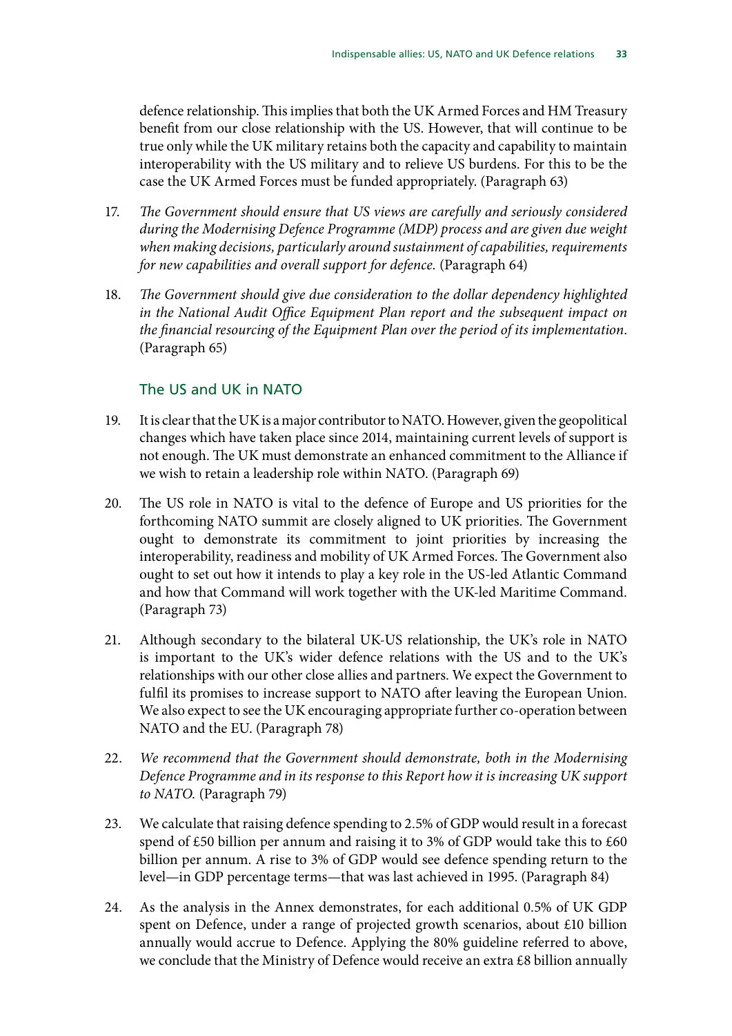defence relationship. This implies that both the UK Armed Forces and HM Treasury benefit from our close relationship with the US. However, that will continue to be true only while the UK military retains both the capacity and capability to maintain interoperability with the US military and to relieve US burdens. For this to be the case the UK Armed Forces must be funded appropriately. (Paragraph 63)

17. *The Government should ensure that US views are carefully and seriously considered during the Modernising Defence Programme (MDP) process and are given due weight when making decisions, particularly around sustainment of capabilities, requirements for new capabilities and overall support for defence.* (Paragraph 64)

18. *The Government should give due consideration to the dollar dependency highlighted in the National Audit Office Equipment Plan report and the subsequent impact on the financial resourcing of the Equipment Plan over the period of its implementation.* (Paragraph 65)

## The US and UK in NATO

19. It is clear that the UK is a major contributor to NATO. However, given the geopolitical changes which have taken place since 2014, maintaining current levels of support is not enough. The UK must demonstrate an enhanced commitment to the Alliance if we wish to retain a leadership role within NATO. (Paragraph 69)

20. The US role in NATO is vital to the defence of Europe and US priorities for the forthcoming NATO summit are closely aligned to UK priorities. The Government ought to demonstrate its commitment to joint priorities by increasing the interoperability, readiness and mobility of UK Armed Forces. The Government also ought to set out how it intends to play a key role in the US-led Atlantic Command and how that Command will work together with the UK-led Maritime Command. (Paragraph 73)

21. Although secondary to the bilateral UK-US relationship, the UK's role in NATO is important to the UK's wider defence relations with the US and to the UK's relationships with our other close allies and partners. We expect the Government to fulfil its promises to increase support to NATO after leaving the European Union. We also expect to see the UK encouraging appropriate further co-operation between NATO and the EU. (Paragraph 78)

22. *We recommend that the Government should demonstrate, both in the Modernising Defence Programme and in its response to this Report how it is increasing UK support to NATO.* (Paragraph 79)

23. We calculate that raising defence spending to 2.5% of GDP would result in a forecast spend of £50 billion per annum and raising it to 3% of GDP would take this to £60 billion per annum. A rise to 3% of GDP would see defence spending return to the level—in GDP percentage terms—that was last achieved in 1995. (Paragraph 84)

24. As the analysis in the Annex demonstrates, for each additional 0.5% of UK GDP spent on Defence, under a range of projected growth scenarios, about £10 billion annually would accrue to Defence. Applying the 80% guideline referred to above, we conclude that the Ministry of Defence would receive an extra £8 billion annually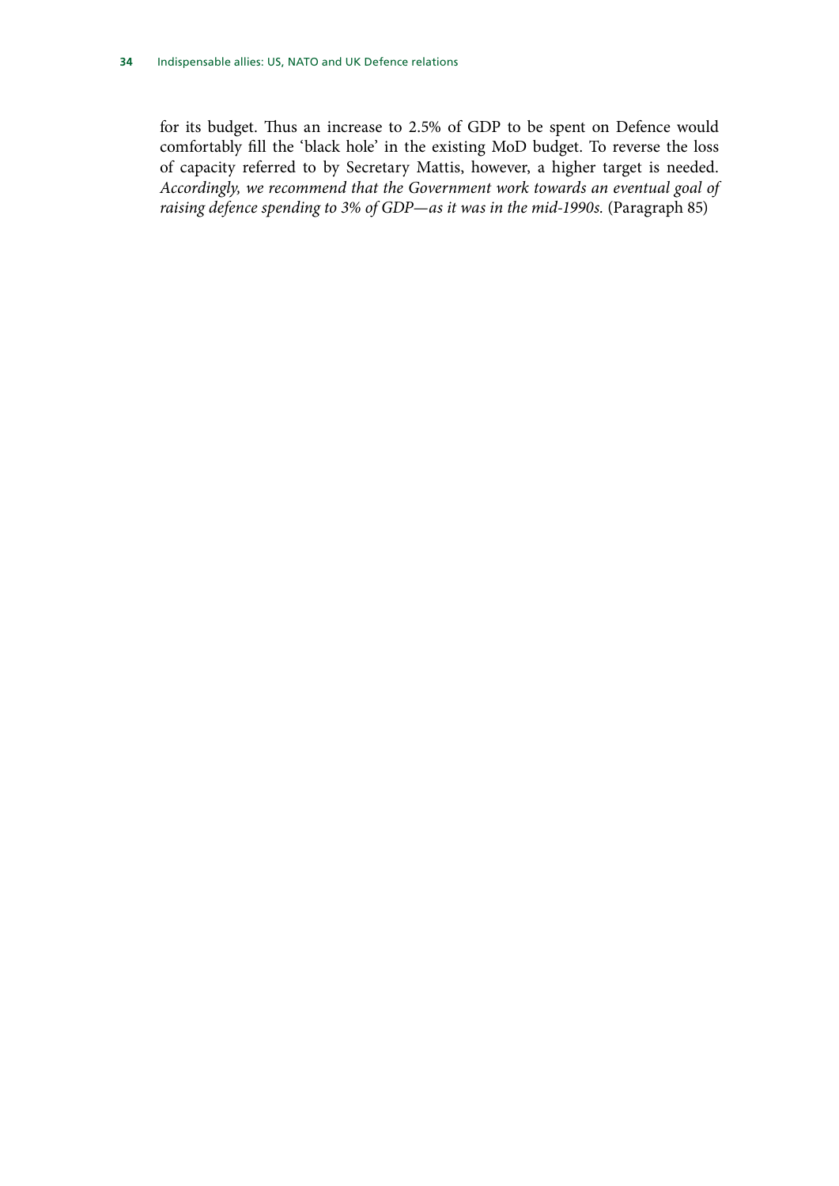for its budget. Thus an increase to 2.5% of GDP to be spent on Defence would comfortably fill the 'black hole' in the existing MoD budget. To reverse the loss of capacity referred to by Secretary Mattis, however, a higher target is needed. *Accordingly, we recommend that the Government work towards an eventual goal of raising defence spending to 3% of GDP—as it was in the mid-1990s.* (Paragraph 85)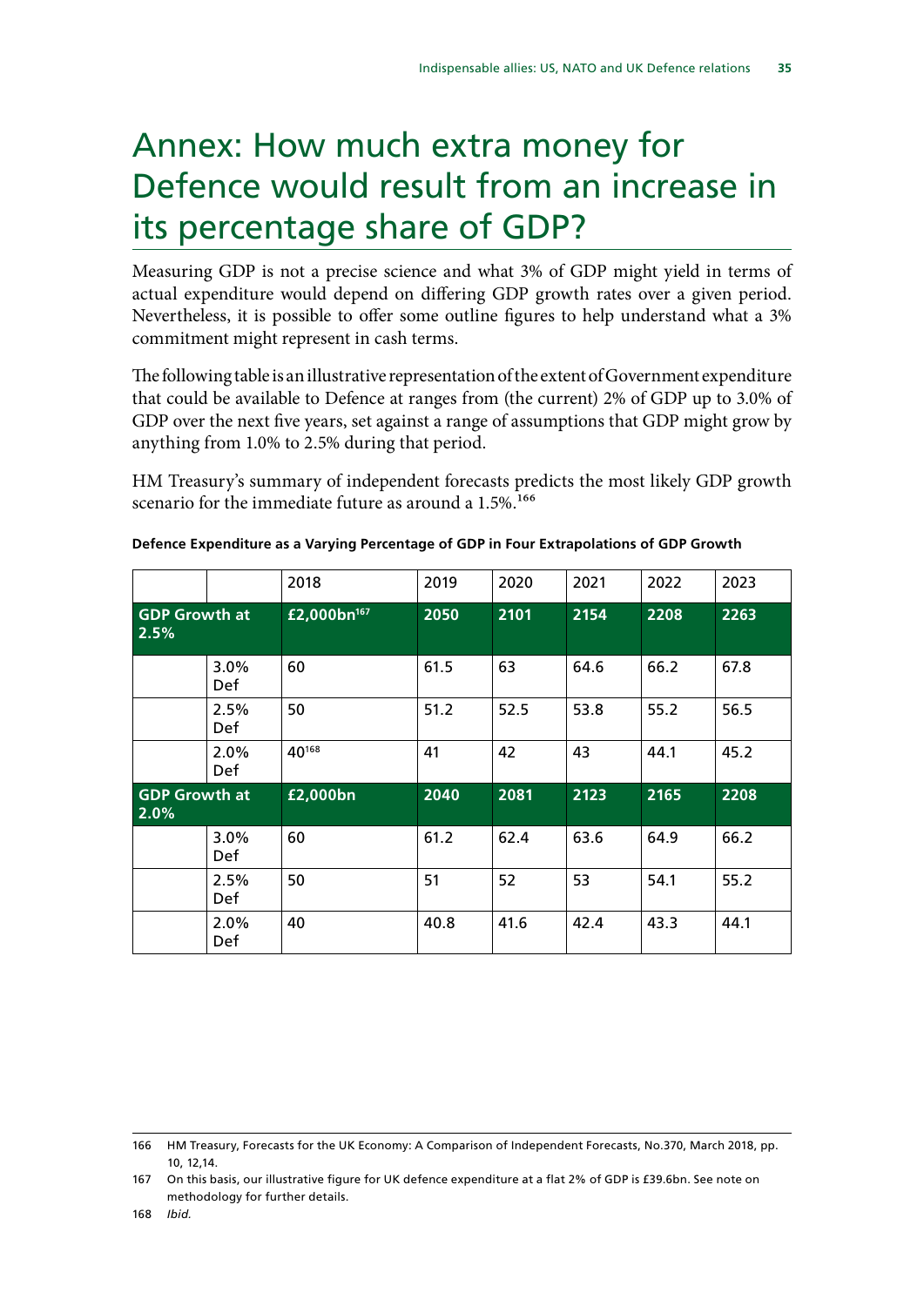# Annex: How much extra money for Defence would result from an increase in its percentage share of GDP?

Measuring GDP is not a precise science and what 3% of GDP might yield in terms of actual expenditure would depend on differing GDP growth rates over a given period. Nevertheless, it is possible to offer some outline figures to help understand what a 3% commitment might represent in cash terms.

The following table is an illustrative representation of the extent of Government expenditure that could be available to Defence at ranges from (the current) 2% of GDP up to 3.0% of GDP over the next five years, set against a range of assumptions that GDP might grow by anything from 1.0% to 2.5% during that period.

HM Treasury's summary of independent forecasts predicts the most likely GDP growth scenario for the immediate future as around a 1.5%.[166]

**Defence Expenditure as a Varying Percentage of GDP in Four Extrapolations of GDP Growth**

| | | 2018 | 2019 | 2020 | 2021 | 2022 | 2023 |
|---|---|---|---|---|---|---|---|
| **GDP Growth at 2.5%** | | **£2,000bn[167]** | **2050** | **2101** | **2154** | **2208** | **2263** |
| | 3.0% Def | 60 | 61.5 | 63 | 64.6 | 66.2 | 67.8 |
| | 2.5% Def | 50 | 51.2 | 52.5 | 53.8 | 55.2 | 56.5 |
| | 2.0% Def | 40[168] | 41 | 42 | 43 | 44.1 | 45.2 |
| **GDP Growth at 2.0%** | | **£2,000bn** | **2040** | **2081** | **2123** | **2165** | **2208** |
| | 3.0% Def | 60 | 61.2 | 62.4 | 63.6 | 64.9 | 66.2 |
| | 2.5% Def | 50 | 51 | 52 | 53 | 54.1 | 55.2 |
| | 2.0% Def | 40 | 40.8 | 41.6 | 42.4 | 43.3 | 44.1 |

166 HM Treasury, Forecasts for the UK Economy: A Comparison of Independent Forecasts, No.370, March 2018, pp. 10, 12,14.

167 On this basis, our illustrative figure for UK defence expenditure at a flat 2% of GDP is £39.6bn. See note on methodology for further details.

168 *Ibid.*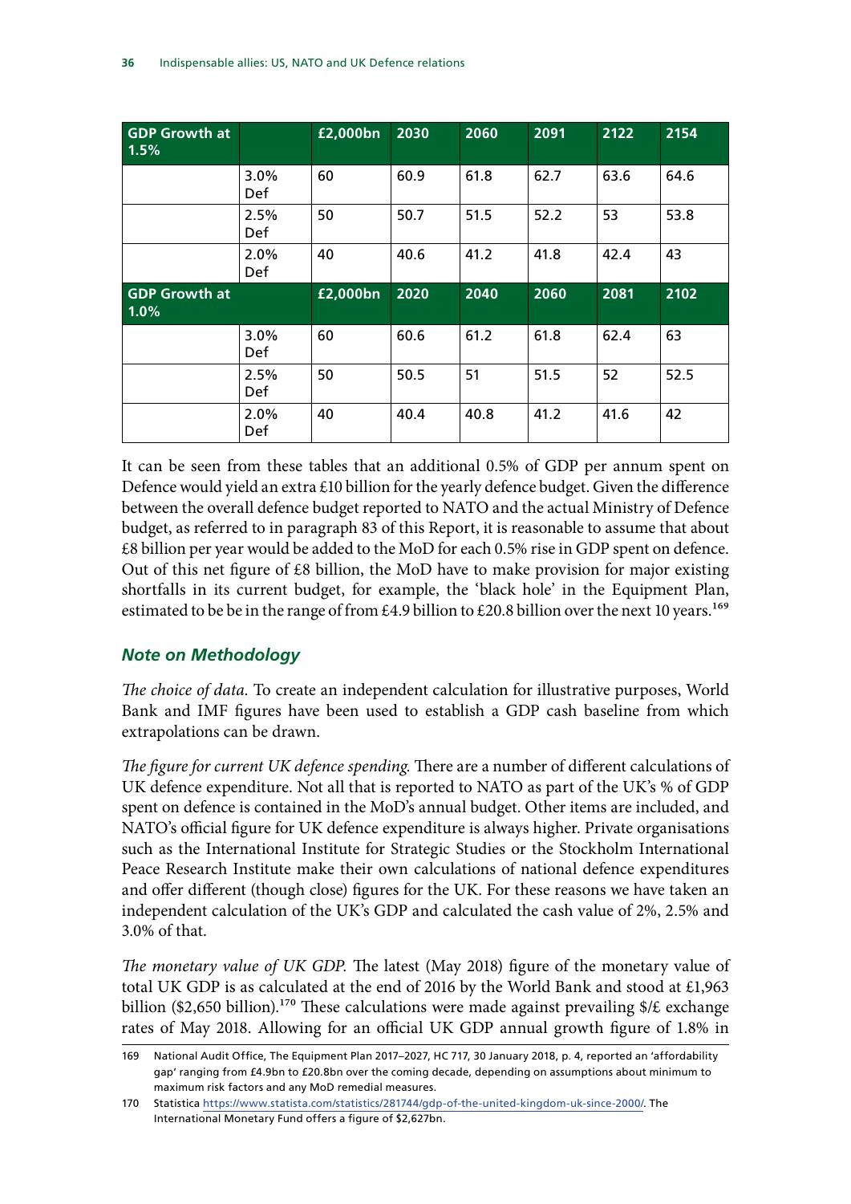| GDP Growth at 1.5% | | £2,000bn | 2030 | 2060 | 2091 | 2122 | 2154 |
|---|---|---|---|---|---|---|---|
| | 3.0% Def | 60 | 60.9 | 61.8 | 62.7 | 63.6 | 64.6 |
| | 2.5% Def | 50 | 50.7 | 51.5 | 52.2 | 53 | 53.8 |
| | 2.0% Def | 40 | 40.6 | 41.2 | 41.8 | 42.4 | 43 |
| **GDP Growth at 1.0%** | | **£2,000bn** | **2020** | **2040** | **2060** | **2081** | **2102** |
| | 3.0% Def | 60 | 60.6 | 61.2 | 61.8 | 62.4 | 63 |
| | 2.5% Def | 50 | 50.5 | 51 | 51.5 | 52 | 52.5 |
| | 2.0% Def | 40 | 40.4 | 40.8 | 41.2 | 41.6 | 42 |

It can be seen from these tables that an additional 0.5% of GDP per annum spent on Defence would yield an extra £10 billion for the yearly defence budget. Given the difference between the overall defence budget reported to NATO and the actual Ministry of Defence budget, as referred to in paragraph 83 of this Report, it is reasonable to assume that about £8 billion per year would be added to the MoD for each 0.5% rise in GDP spent on defence. Out of this net figure of £8 billion, the MoD have to make provision for major existing shortfalls in its current budget, for example, the 'black hole' in the Equipment Plan, estimated to be be in the range of from £4.9 billion to £20.8 billion over the next 10 years.[169]

### *Note on Methodology*

*The choice of data.* To create an independent calculation for illustrative purposes, World Bank and IMF figures have been used to establish a GDP cash baseline from which extrapolations can be drawn.

*The figure for current UK defence spending.* There are a number of different calculations of UK defence expenditure. Not all that is reported to NATO as part of the UK's % of GDP spent on defence is contained in the MoD's annual budget. Other items are included, and NATO's official figure for UK defence expenditure is always higher. Private organisations such as the International Institute for Strategic Studies or the Stockholm International Peace Research Institute make their own calculations of national defence expenditures and offer different (though close) figures for the UK. For these reasons we have taken an independent calculation of the UK's GDP and calculated the cash value of 2%, 2.5% and 3.0% of that.

*The monetary value of UK GDP.* The latest (May 2018) figure of the monetary value of total UK GDP is as calculated at the end of 2016 by the World Bank and stood at £1,963 billion ($2,650 billion).[170] These calculations were made against prevailing $/£ exchange rates of May 2018. Allowing for an official UK GDP annual growth figure of 1.8% in

169 National Audit Office, The Equipment Plan 2017–2027, HC 717, 30 January 2018, p. 4, reported an 'affordability gap' ranging from £4.9bn to £20.8bn over the coming decade, depending on assumptions about minimum to maximum risk factors and any MoD remedial measures.

170 Statistica https://www.statista.com/statistics/281744/gdp-of-the-united-kingdom-uk-since-2000/. The International Monetary Fund offers a figure of $2,627bn.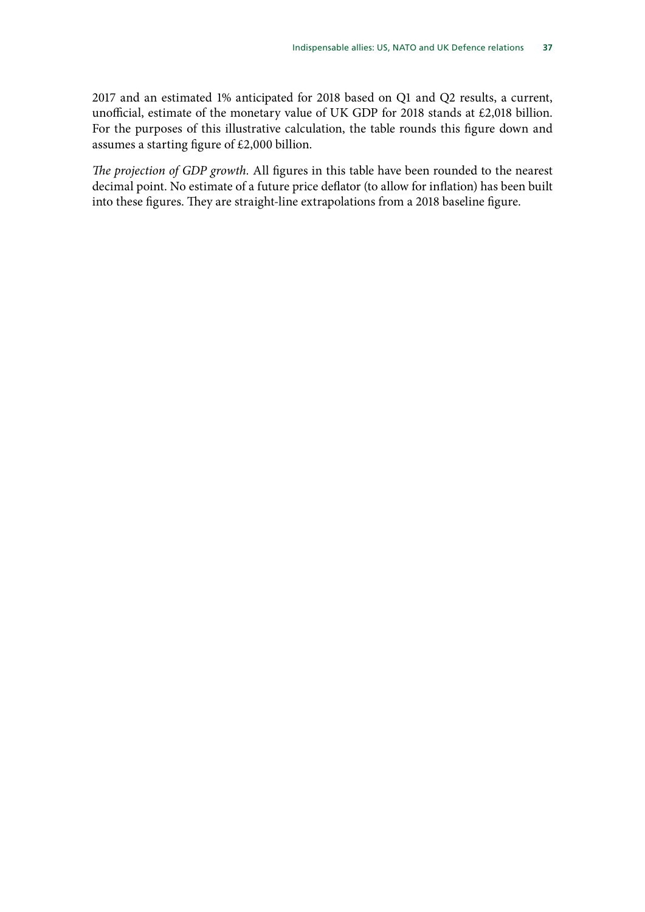2017 and an estimated 1% anticipated for 2018 based on Q1 and Q2 results, a current, unofficial, estimate of the monetary value of UK GDP for 2018 stands at £2,018 billion. For the purposes of this illustrative calculation, the table rounds this figure down and assumes a starting figure of £2,000 billion.

*The projection of GDP growth.* All figures in this table have been rounded to the nearest decimal point. No estimate of a future price deflator (to allow for inflation) has been built into these figures. They are straight-line extrapolations from a 2018 baseline figure.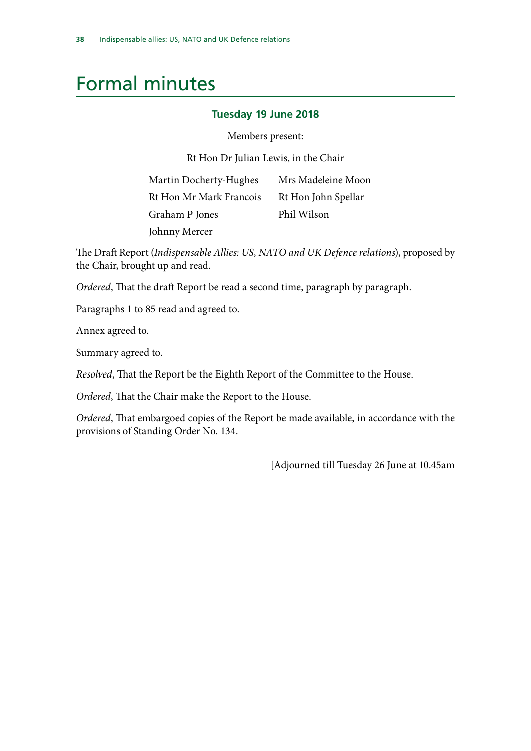# Formal minutes

## Tuesday 19 June 2018

Members present:

Rt Hon Dr Julian Lewis, in the Chair

Martin Docherty-Hughes
Rt Hon Mr Mark Francois
Graham P Jones
Johnny Mercer
Mrs Madeleine Moon
Rt Hon John Spellar
Phil Wilson

The Draft Report (*Indispensable Allies: US, NATO and UK Defence relations*), proposed by the Chair, brought up and read.

*Ordered*, That the draft Report be read a second time, paragraph by paragraph.

Paragraphs 1 to 85 read and agreed to.

Annex agreed to.

Summary agreed to.

*Resolved*, That the Report be the Eighth Report of the Committee to the House.

*Ordered*, That the Chair make the Report to the House.

*Ordered*, That embargoed copies of the Report be made available, in accordance with the provisions of Standing Order No. 134.

[Adjourned till Tuesday 26 June at 10.45am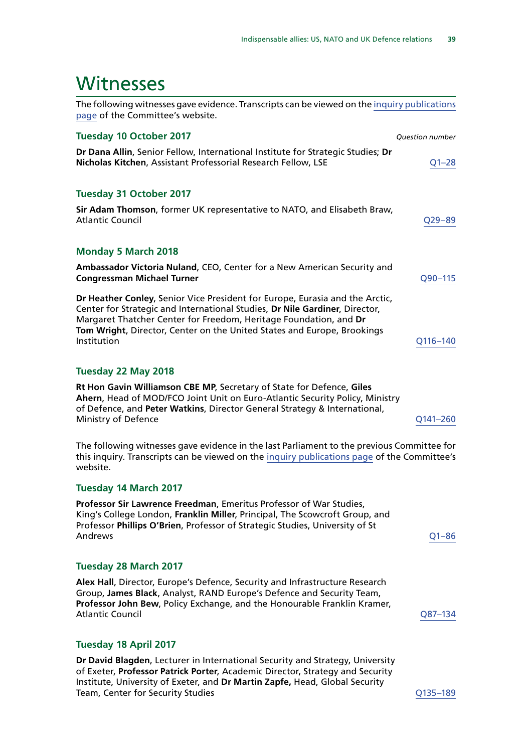# Witnesses

The following witnesses gave evidence. Transcripts can be viewed on the inquiry publications page of the Committee's website.

### Tuesday 10 October 2017

*Question number*

**Dr Dana Allin**, Senior Fellow, International Institute for Strategic Studies; **Dr Nicholas Kitchen**, Assistant Professorial Research Fellow, LSE — Q1–28

### Tuesday 31 October 2017

**Sir Adam Thomson**, former UK representative to NATO, and Elisabeth Braw, Atlantic Council — Q29–89

### Monday 5 March 2018

**Ambassador Victoria Nuland**, CEO, Center for a New American Security and **Congressman Michael Turner** — Q90–115

**Dr Heather Conley**, Senior Vice President for Europe, Eurasia and the Arctic, Center for Strategic and International Studies, **Dr Nile Gardiner**, Director, Margaret Thatcher Center for Freedom, Heritage Foundation, and **Dr Tom Wright**, Director, Center on the United States and Europe, Brookings Institution — Q116–140

### Tuesday 22 May 2018

**Rt Hon Gavin Williamson CBE MP**, Secretary of State for Defence, **Giles Ahern**, Head of MOD/FCO Joint Unit on Euro-Atlantic Security Policy, Ministry of Defence, and **Peter Watkins**, Director General Strategy & International, Ministry of Defence — Q141–260

The following witnesses gave evidence in the last Parliament to the previous Committee for this inquiry. Transcripts can be viewed on the inquiry publications page of the Committee's website.

### Tuesday 14 March 2017

**Professor Sir Lawrence Freedman**, Emeritus Professor of War Studies, King's College London, **Franklin Miller**, Principal, The Scowcroft Group, and Professor **Phillips O'Brien**, Professor of Strategic Studies, University of St Andrews — Q1–86

### Tuesday 28 March 2017

**Alex Hall**, Director, Europe's Defence, Security and Infrastructure Research Group, **James Black**, Analyst, RAND Europe's Defence and Security Team, **Professor John Bew**, Policy Exchange, and the Honourable Franklin Kramer, Atlantic Council — Q87–134

### Tuesday 18 April 2017

**Dr David Blagden**, Lecturer in International Security and Strategy, University of Exeter, **Professor Patrick Porter**, Academic Director, Strategy and Security Institute, University of Exeter, and **Dr Martin Zapfe,** Head, Global Security Team, Center for Security Studies — Q135–189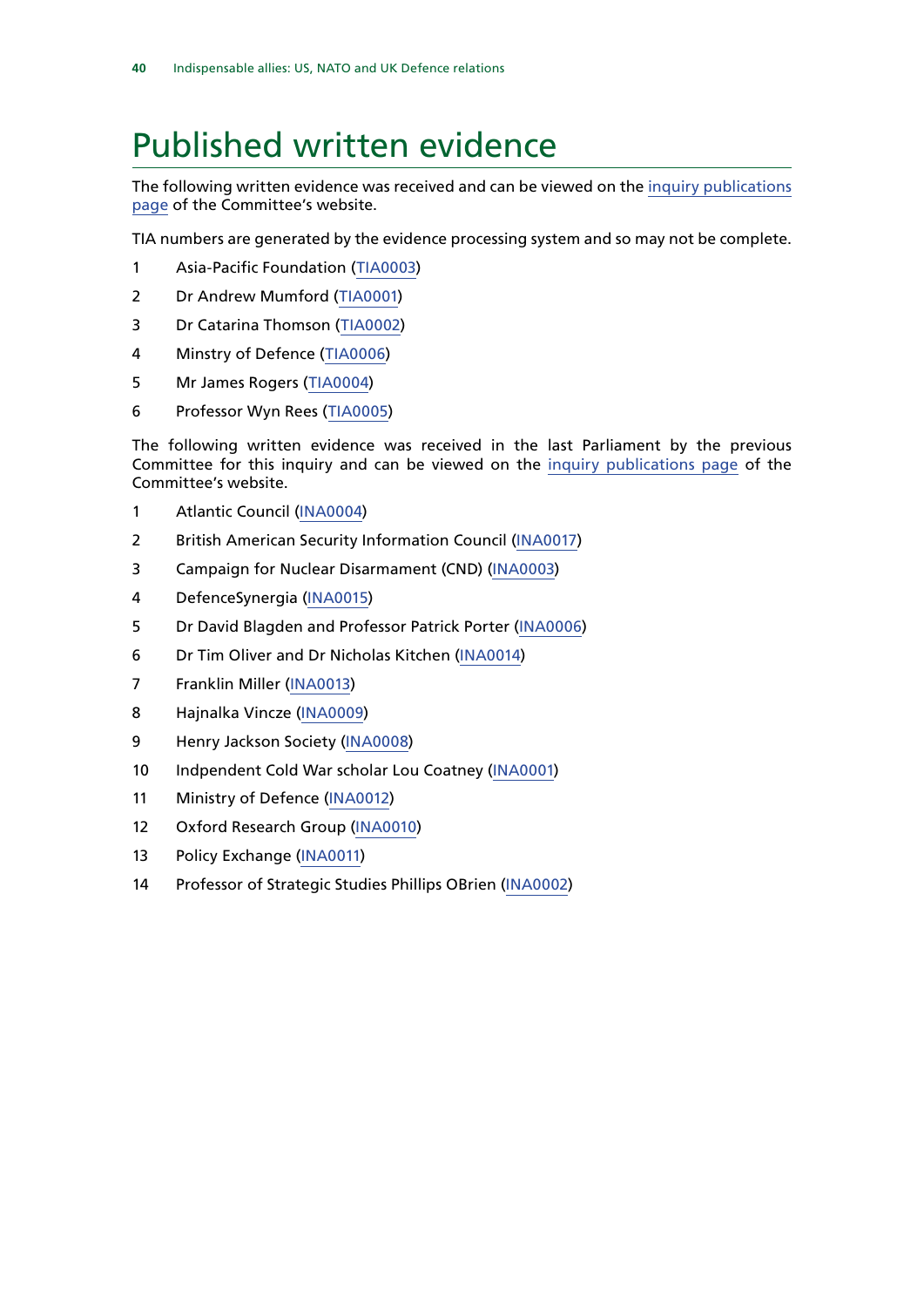# Published written evidence

The following written evidence was received and can be viewed on the inquiry publications page of the Committee's website.

TIA numbers are generated by the evidence processing system and so may not be complete.

1 Asia-Pacific Foundation (TIA0003)

2 Dr Andrew Mumford (TIA0001)

3 Dr Catarina Thomson (TIA0002)

4 Minstry of Defence (TIA0006)

5 Mr James Rogers (TIA0004)

6 Professor Wyn Rees (TIA0005)

The following written evidence was received in the last Parliament by the previous Committee for this inquiry and can be viewed on the inquiry publications page of the Committee's website.

1 Atlantic Council (INA0004)

2 British American Security Information Council (INA0017)

3 Campaign for Nuclear Disarmament (CND) (INA0003)

4 DefenceSynergia (INA0015)

5 Dr David Blagden and Professor Patrick Porter (INA0006)

6 Dr Tim Oliver and Dr Nicholas Kitchen (INA0014)

7 Franklin Miller (INA0013)

8 Hajnalka Vincze (INA0009)

9 Henry Jackson Society (INA0008)

10 Indpendent Cold War scholar Lou Coatney (INA0001)

11 Ministry of Defence (INA0012)

12 Oxford Research Group (INA0010)

13 Policy Exchange (INA0011)

14 Professor of Strategic Studies Phillips OBrien (INA0002)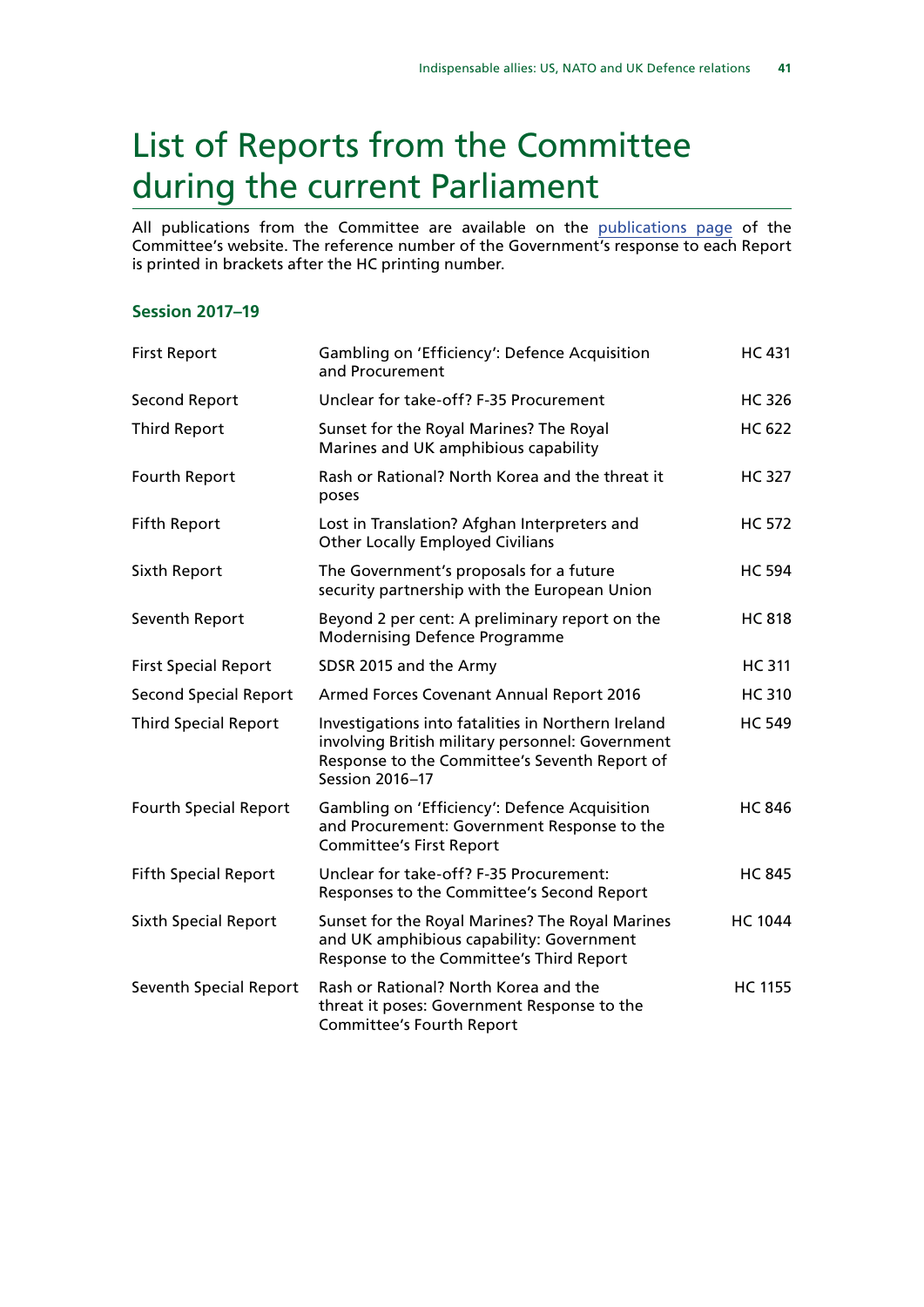# List of Reports from the Committee during the current Parliament

All publications from the Committee are available on the publications page of the Committee's website. The reference number of the Government's response to each Report is printed in brackets after the HC printing number.

### Session 2017–19

| | | |
|---|---|---|
| First Report | Gambling on 'Efficiency': Defence Acquisition and Procurement | HC 431 |
| Second Report | Unclear for take-off? F-35 Procurement | HC 326 |
| Third Report | Sunset for the Royal Marines? The Royal Marines and UK amphibious capability | HC 622 |
| Fourth Report | Rash or Rational? North Korea and the threat it poses | HC 327 |
| Fifth Report | Lost in Translation? Afghan Interpreters and Other Locally Employed Civilians | HC 572 |
| Sixth Report | The Government's proposals for a future security partnership with the European Union | HC 594 |
| Seventh Report | Beyond 2 per cent: A preliminary report on the Modernising Defence Programme | HC 818 |
| First Special Report | SDSR 2015 and the Army | HC 311 |
| Second Special Report | Armed Forces Covenant Annual Report 2016 | HC 310 |
| Third Special Report | Investigations into fatalities in Northern Ireland involving British military personnel: Government Response to the Committee's Seventh Report of Session 2016–17 | HC 549 |
| Fourth Special Report | Gambling on 'Efficiency': Defence Acquisition and Procurement: Government Response to the Committee's First Report | HC 846 |
| Fifth Special Report | Unclear for take-off? F-35 Procurement: Responses to the Committee's Second Report | HC 845 |
| Sixth Special Report | Sunset for the Royal Marines? The Royal Marines and UK amphibious capability: Government Response to the Committee's Third Report | HC 1044 |
| Seventh Special Report | Rash or Rational? North Korea and the threat it poses: Government Response to the Committee's Fourth Report | HC 1155 |